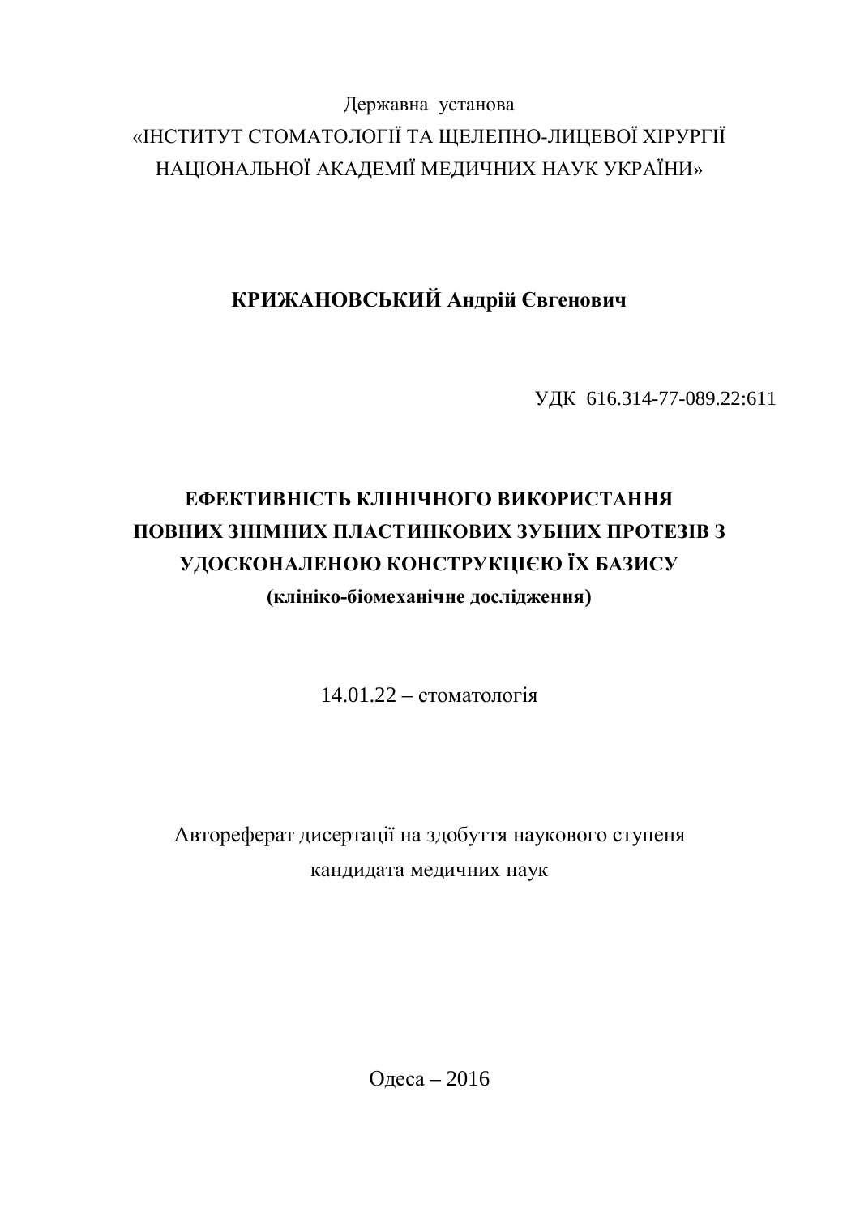Державна установа
«ІНСТИТУТ СТОМАТОЛОГІЇ ТА ЩЕЛЕПНО-ЛИЦЕВОЇ ХІРУРГІЇ
НАЦІОНАЛЬНОЇ АКАДЕМІЇ МЕДИЧНИХ НАУК УКРАЇНИ»

**КРИЖАНОВСЬКИЙ Андрій Євгенович**

УДК 616.314-77-089.22:611

# ЕФЕКТИВНІСТЬ КЛІНІЧНОГО ВИКОРИСТАННЯ ПОВНИХ ЗНІМНИХ ПЛАСТИНКОВИХ ЗУБНИХ ПРОТЕЗІВ З УДОСКОНАЛЕНОЮ КОНСТРУКЦІЄЮ ЇХ БАЗИСУ

**(клініко-біомеханічне дослідження)**

14.01.22 – стоматологія

Автореферат дисертації на здобуття наукового ступеня
кандидата медичних наук

Одеса – 2016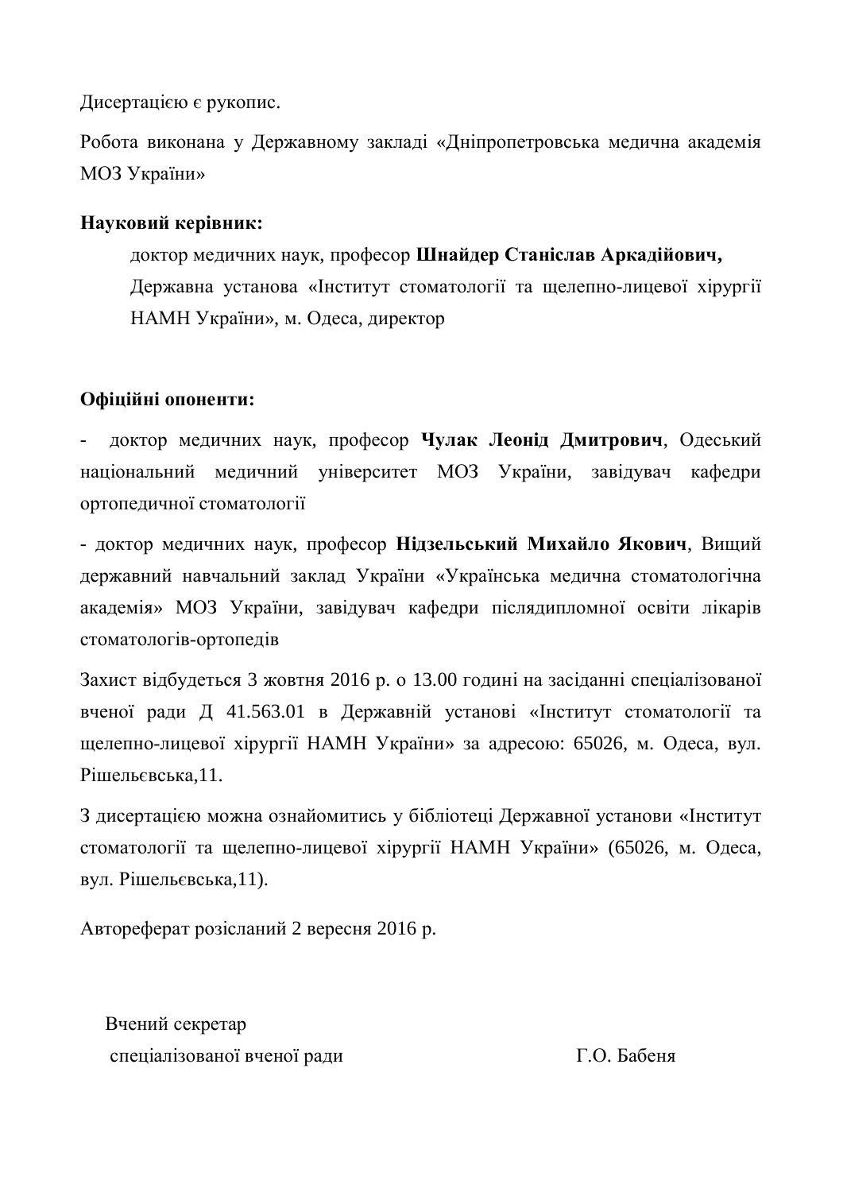Дисертацією є рукопис.

Робота виконана у Державному закладі «Дніпропетровська медична академія МОЗ України»

**Науковий керівник:**

доктор медичних наук, професор **Шнайдер Станіслав Аркадійович,** Державна установа «Інститут стоматології та щелепно-лицевої хірургії НАМН України», м. Одеса, директор

**Офіційні опоненти:**

- доктор медичних наук, професор **Чулак Леонід Дмитрович**, Одеський національний медичний університет МОЗ України, завідувач кафедри ортопедичної стоматології

- доктор медичних наук, професор **Нідзельський Михайло Якович**, Вищий державний навчальний заклад України «Українська медична стоматологічна академія» МОЗ України, завідувач кафедри післядипломної освіти лікарів стоматологів-ортопедів

Захист відбудеться 3 жовтня 2016 р. о 13.00 годині на засіданні спеціалізованої вченої ради Д 41.563.01 в Державній установі «Інститут стоматології та щелепно-лицевої хірургії НАМН України» за адресою: 65026, м. Одеса, вул. Рішельєвська,11.

З дисертацією можна ознайомитись у бібліотеці Державної установи «Інститут стоматології та щелепно-лицевої хірургії НАМН України» (65026, м. Одеса, вул. Рішельєвська,11).

Автореферат розісланий 2 вересня 2016 р.

Вчений секретар
спеціалізованої вченої ради Г.О. Бабеня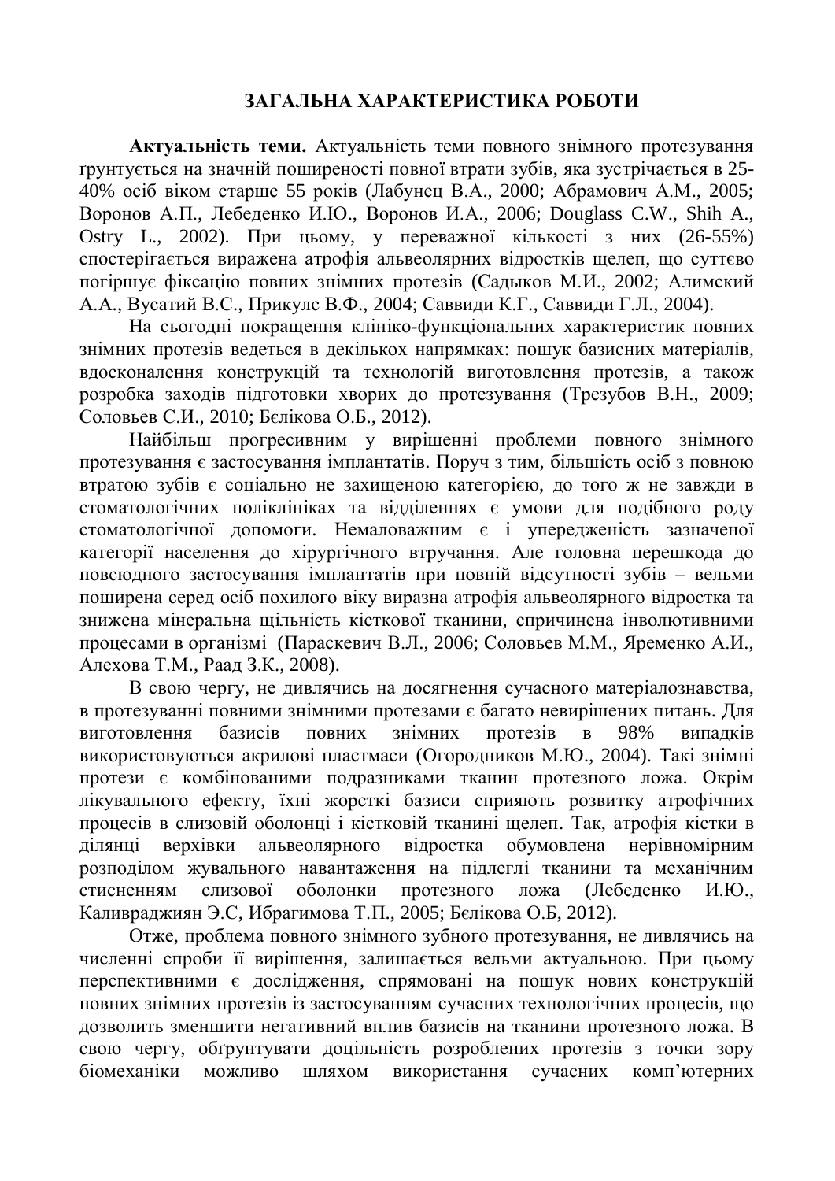## ЗАГАЛЬНА ХАРАКТЕРИСТИКА РОБОТИ

**Актуальність теми.** Актуальність теми повного знімного протезування ґрунтується на значній поширеності повної втрати зубів, яка зустрічається в 25-40% осіб віком старше 55 років (Лабунец В.А., 2000; Абрамович А.М., 2005; Воронов А.П., Лебеденко И.Ю., Воронов И.А., 2006; Douglass C.W., Shih A., Ostry L., 2002). При цьому, у переважної кількості з них (26-55%) спостерігається виражена атрофія альвеолярних відростків щелеп, що суттєво погіршує фіксацію повних знімних протезів (Садыков М.И., 2002; Алимский А.А., Вусатий В.С., Прикулс В.Ф., 2004; Саввиди К.Г., Саввиди Г.Л., 2004).

На сьогодні покращення клініко-функціональних характеристик повних знімних протезів ведеться в декількох напрямках: пошук базисних матеріалів, вдосконалення конструкцій та технологій виготовлення протезів, а також розробка заходів підготовки хворих до протезування (Трезубов В.Н., 2009; Соловьев С.И., 2010; Бєлікова О.Б., 2012).

Найбільш прогресивним у вирішенні проблеми повного знімного протезування є застосування імплантатів. Поруч з тим, більшість осіб з повною втратою зубів є соціально не захищеною категорією, до того ж не завжди в стоматологічних поліклініках та відділеннях є умови для подібного роду стоматологічної допомоги. Немаловажним є і упередженість зазначеної категорії населення до хірургічного втручання. Але головна перешкода до повсюдного застосування імплантатів при повній відсутності зубів – вельми поширена серед осіб похилого віку виразна атрофія альвеолярного відростка та знижена мінеральна щільність кісткової тканини, спричинена інволютивними процесами в організмі (Параскевич В.Л., 2006; Соловьев М.М., Яременко А.И., Алехова Т.М., Раад З.К., 2008).

В свою чергу, не дивлячись на досягнення сучасного матеріалознавства, в протезуванні повними знімними протезами є багато невирішених питань. Для виготовлення базисів повних знімних протезів в 98% випадків використовуються акрилові пластмаси (Огородников М.Ю., 2004). Такі знімні протези є комбінованими подразниками тканин протезного ложа. Окрім лікувального ефекту, їхні жорсткі базиси сприяють розвитку атрофічних процесів в слизовій оболонці і кістковій тканині щелеп. Так, атрофія кістки в ділянці верхівки альвеолярного відростка обумовлена нерівномірним розподілом жувального навантаження на підлеглі тканини та механічним стисненням слизової оболонки протезного ложа (Лебеденко И.Ю., Каливраджиян Э.С, Ибрагимова Т.П., 2005; Бєлікова О.Б, 2012).

Отже, проблема повного знімного зубного протезування, не дивлячись на численні спроби її вирішення, залишається вельми актуальною. При цьому перспективними є дослідження, спрямовані на пошук нових конструкцій повних знімних протезів із застосуванням сучасних технологічних процесів, що дозволить зменшити негативний вплив базисів на тканини протезного ложа. В свою чергу, обґрунтувати доцільність розроблених протезів з точки зору біомеханіки можливо шляхом використання сучасних комп'ютерних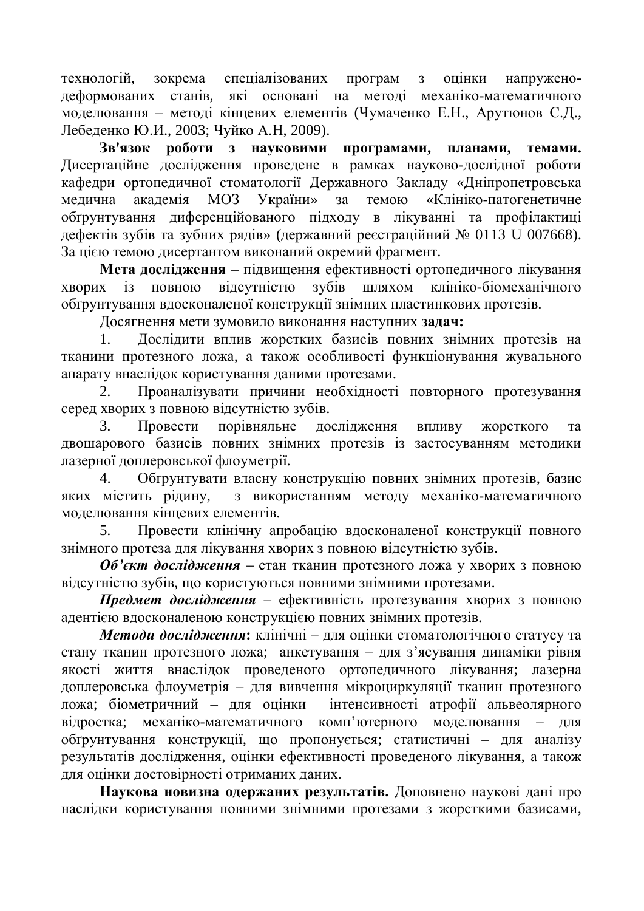технологій, зокрема спеціалізованих програм з оцінки напружено-деформованих станів, які основані на методі механіко-математичного моделювання – методі кінцевих елементів (Чумаченко Е.Н., Арутюнов С.Д., Лебеденко Ю.И., 2003; Чуйко А.Н, 2009).

**Зв'язок роботи з науковими програмами, планами, темами.** Дисертаційне дослідження проведене в рамках науково-дослідної роботи кафедри ортопедичної стоматології Державного Закладу «Дніпропетровська медична академія МОЗ України» за темою «Клініко-патогенетичне обґрунтування диференційованого підходу в лікуванні та профілактиці дефектів зубів та зубних рядів» (державний реєстраційний № 0113 U 007668). За цією темою дисертантом виконаний окремий фрагмент.

**Мета дослідження** – підвищення ефективності ортопедичного лікування хворих із повною відсутністю зубів шляхом клініко-біомеханічного обґрунтування вдосконаленої конструкції знімних пластинкових протезів.

Досягнення мети зумовило виконання наступних **задач:**

1. Дослідити вплив жорстких базисів повних знімних протезів на тканини протезного ложа, а також особливості функціонування жувального апарату внаслідок користування даними протезами.
2. Проаналізувати причини необхідності повторного протезування серед хворих з повною відсутністю зубів.
3. Провести порівняльне дослідження впливу жорсткого та двошарового базисів повних знімних протезів із застосуванням методики лазерної доплеровської флоуметрії.
4. Обґрунтувати власну конструкцію повних знімних протезів, базис яких містить рідину, з використанням методу механіко-математичного моделювання кінцевих елементів.
5. Провести клінічну апробацію вдосконаленої конструкції повного знімного протеза для лікування хворих з повною відсутністю зубів.

***Об'єкт дослідження*** – стан тканин протезного ложа у хворих з повною відсутністю зубів, що користуються повними знімними протезами.

***Предмет дослідження*** – ефективність протезування хворих з повною адентією вдосконаленою конструкцією повних знімних протезів.

***Методи дослідження*:** клінічні – для оцінки стоматологічного статусу та стану тканин протезного ложа; анкетування – для з'ясування динаміки рівня якості життя внаслідок проведеного ортопедичного лікування; лазерна доплеровська флоуметрія – для вивчення мікроциркуляції тканин протезного ложа; біометричний – для оцінки інтенсивності атрофії альвеолярного відростка; механіко-математичного комп'ютерного моделювання – для обґрунтування конструкції, що пропонується; статистичні – для аналізу результатів дослідження, оцінки ефективності проведеного лікування, а також для оцінки достовірності отриманих даних.

**Наукова новизна одержаних результатів.** Доповнено наукові дані про наслідки користування повними знімними протезами з жорсткими базисами,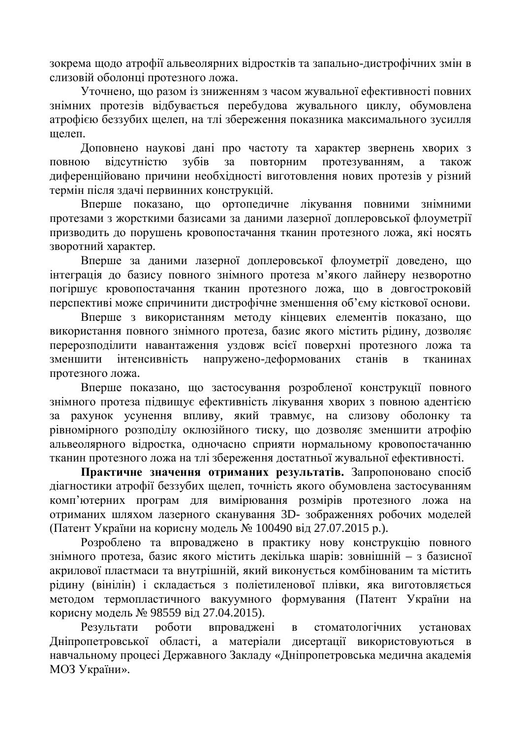зокрема щодо атрофії альвеолярних відростків та запально-дистрофічних змін в слизовій оболонці протезного ложа.

Уточнено, що разом із зниженням з часом жувальної ефективності повних знімних протезів відбувається перебудова жувального циклу, обумовлена атрофією беззубих щелеп, на тлі збереження показника максимального зусилля щелеп.

Доповнено наукові дані про частоту та характер звернень хворих з повною відсутністю зубів за повторним протезуванням, а також диференційовано причини необхідності виготовлення нових протезів у різний термін після здачі первинних конструкцій.

Вперше показано, що ортопедичне лікування повними знімними протезами з жорсткими базисами за даними лазерної доплеровської флоуметрії призводить до порушень кровопостачання тканин протезного ложа, які носять зворотний характер.

Вперше за даними лазерної доплеровської флоуметрії доведено, що інтеграція до базису повного знімного протеза м'якого лайнеру незворотно погіршує кровопостачання тканин протезного ложа, що в довгостроковій перспективі може спричинити дистрофічне зменшення об'єму кісткової основи.

Вперше з використанням методу кінцевих елементів показано, що використання повного знімного протеза, базис якого містить рідину, дозволяє перерозподілити навантаження уздовж всієї поверхні протезного ложа та зменшити інтенсивність напружено-деформованих станів в тканинах протезного ложа.

Вперше показано, що застосування розробленої конструкції повного знімного протеза підвищує ефективність лікування хворих з повною адентією за рахунок усунення впливу, який травмує, на слизову оболонку та рівномірного розподілу оклюзійного тиску, що дозволяє зменшити атрофію альвеолярного відростка, одночасно сприяти нормальному кровопостачанню тканин протезного ложа на тлі збереження достатньої жувальної ефективності.

**Практичне значення отриманих результатів.** Запропоновано спосіб діагностики атрофії беззубих щелеп, точність якого обумовлена застосуванням комп'ютерних програм для вимірювання розмірів протезного ложа на отриманих шляхом лазерного сканування 3D- зображеннях робочих моделей (Патент України на корисну модель № 100490 від 27.07.2015 р.).

Розроблено та впроваджено в практику нову конструкцію повного знімного протеза, базис якого містить декілька шарів: зовнішній – з базисної акрилової пластмаси та внутрішній, який виконується комбінованим та містить рідину (вінілін) і складається з поліетиленової плівки, яка виготовляється методом термопластичного вакуумного формування (Патент України на корисну модель № 98559 від 27.04.2015).

Результати роботи впроваджені в стоматологічних установах Дніпропетровської області, а матеріали дисертації використовуються в навчальному процесі Державного Закладу «Дніпропетровська медична академія МОЗ України».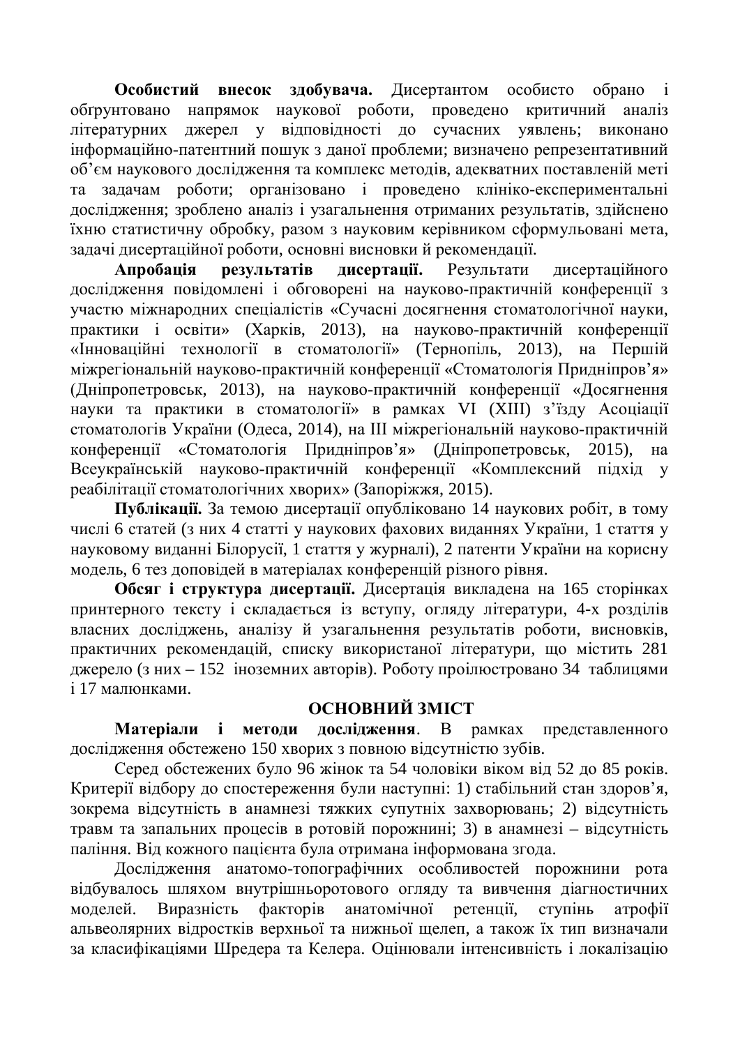**Особистий внесок здобувача.** Дисертантом особисто обрано і обґрунтовано напрямок наукової роботи, проведено критичний аналіз літературних джерел у відповідності до сучасних уявлень; виконано інформаційно-патентний пошук з даної проблеми; визначено репрезентативний об'єм наукового дослідження та комплекс методів, адекватних поставленій меті та задачам роботи; організовано і проведено клініко-експериментальні дослідження; зроблено аналіз і узагальнення отриманих результатів, здійснено їхню статистичну обробку, разом з науковим керівником сформульовані мета, задачі дисертаційної роботи, основні висновки й рекомендації.

**Апробація результатів дисертації.** Результати дисертаційного дослідження повідомлені і обговорені на науково-практичній конференції з участю міжнародних спеціалістів «Сучасні досягнення стоматологічної науки, практики і освіти» (Харків, 2013), на науково-практичній конференції «Інноваційні технології в стоматології» (Тернопіль, 2013), на Першій міжрегіональній науково-практичній конференції «Стоматологія Придніпров'я» (Дніпропетровськ, 2013), на науково-практичній конференції «Досягнення науки та практики в стоматології» в рамках VI (XIII) з'їзду Асоціації стоматологів України (Одеса, 2014), на III міжрегіональній науково-практичній конференції «Стоматологія Придніпров'я» (Дніпропетровськ, 2015), на Всеукраїнській науково-практичній конференції «Комплексний підхід у реабілітації стоматологічних хворих» (Запоріжжя, 2015).

**Публікації.** За темою дисертації опубліковано 14 наукових робіт, в тому числі 6 статей (з них 4 статті у наукових фахових виданнях України, 1 стаття у науковому виданні Білорусії, 1 стаття у журналі), 2 патенти України на корисну модель, 6 тез доповідей в матеріалах конференцій різного рівня.

**Обсяг і структура дисертації.** Дисертація викладена на 165 сторінках принтерного тексту і складається із вступу, огляду літератури, 4-х розділів власних досліджень, аналізу й узагальнення результатів роботи, висновків, практичних рекомендацій, списку використаної літератури, що містить 281 джерело (з них – 152 іноземних авторів). Роботу проілюстровано 34 таблицями і 17 малюнками.

## ОСНОВНИЙ ЗМІСТ

**Матеріали і методи дослідження**. В рамках представленного дослідження обстежено 150 хворих з повною відсутністю зубів.

Серед обстежених було 96 жінок та 54 чоловіки віком від 52 до 85 років. Критерії відбору до спостереження були наступні: 1) стабільний стан здоров'я, зокрема відсутність в анамнезі тяжких супутніх захворювань; 2) відсутність травм та запальних процесів в ротовій порожнині; 3) в анамнезі – відсутність паління. Від кожного пацієнта була отримана інформована згода.

Дослідження анатомо-топографічних особливостей порожнини рота відбувалось шляхом внутрішньоротового огляду та вивчення діагностичних моделей. Виразність факторів анатомічної ретенції, ступінь атрофії альвеолярних відростків верхньої та нижньої щелеп, а також їх тип визначали за класифікаціями Шредера та Келера. Оцінювали інтенсивність і локалізацію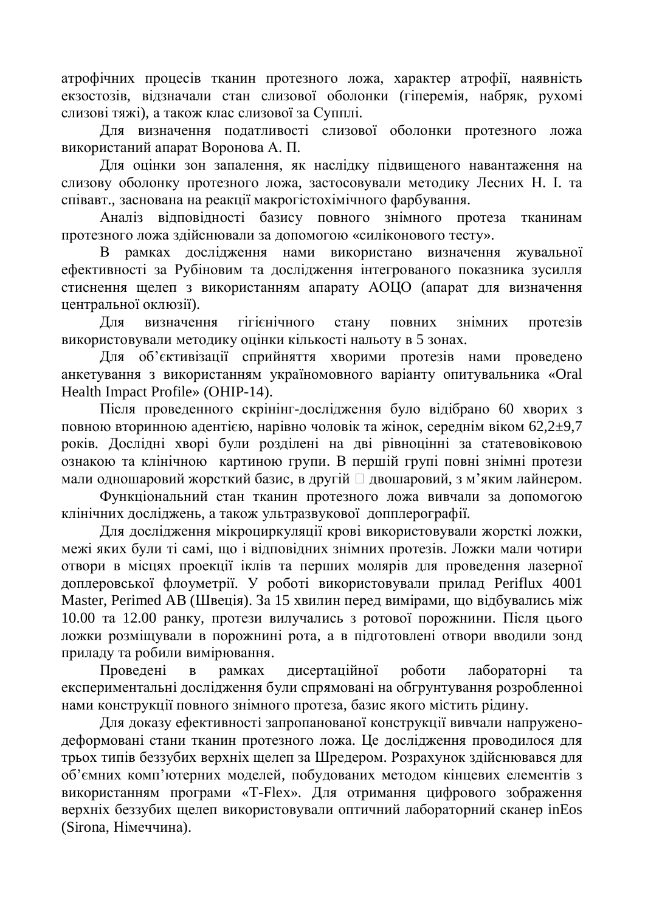атрофічних процесів тканин протезного ложа, характер атрофії, наявність екзостозів, відзначали стан слизової оболонки (гіперемія, набряк, рухомі слизові тяжі), а також клас слизової за Супплі.

Для визначення податливості слизової оболонки протезного ложа використаний апарат Воронова А. П.

Для оцінки зон запалення, як наслідку підвищеного навантаження на слизову оболонку протезного ложа, застосовували методику Лесних Н. І. та співавт., заснована на реакції макрогістохімічного фарбування.

Аналіз відповідності базису повного знімного протеза тканинам протезного ложа здійснювали за допомогою «силіконового тесту».

В рамках дослідження нами використано визначення жувальної ефективності за Рубіновим та дослідження інтегрованого показника зусилля стиснення щелеп з використанням апарату АОЦО (апарат для визначення центральної оклюзії).

Для визначення гігієнічного стану повних знімних протезів використовували методику оцінки кількості нальоту в 5 зонах.

Для об'єктивізації сприйняття хворими протезів нами проведено анкетування з використанням україномовного варіанту опитувальника «Oral Health Impact Profile» (OHIP-14).

Після проведенного скринінг-дослідження було відібрано 60 хворих з повною вторинною адентією, нарівно чоловік та жінок, середнім віком 62,2±9,7 років. Дослідні хворі були розділені на дві рівноцінні за статевовіковою ознакою та клінічною картиною групи. В першій групі повні знімні протези мали одношаровий жорсткий базис, в другій  двошаровий, з м'яким лайнером.

Функціональний стан тканин протезного ложа вивчали за допомогою клінічних досліджень, а також ультразвукової допплерографії.

Для дослідження мікроциркуляції крові використовували жорсткі ложки, межі яких були ті самі, що і відповідних знімних протезів. Ложки мали чотири отвори в місцях проекції іклів та перших молярів для проведення лазерної доплеровської флоуметрії. У роботі використовували прилад Periflux 4001 Master, Perimed AB (Швеція). За 15 хвилин перед вимірами, що відбувались між 10.00 та 12.00 ранку, протези вилучались з ротової порожнини. Після цього ложки розміщували в порожнині рота, а в підготовлені отвори вводили зонд приладу та робили вимірювання.

Проведені в рамках дисертаційної роботи лабораторні та експериментальні дослідження були спрямовані на обгрунтування розробленної нами конструкції повного знімного протеза, базис якого містить рідину.

Для доказу ефективності запропанованої конструкції вивчали напружено-деформовані стани тканин протезного ложа. Це дослідження проводилося для трьох типів беззубих верхніх щелеп за Шредером. Розрахунок здійснювався для об'ємних комп'ютерних моделей, побудованих методом кінцевих елементів з використанням програми «T-Flex». Для отримання цифрового зображення верхніх беззубих щелеп використовували оптичний лабораторний сканер inEos (Sirona, Німеччина).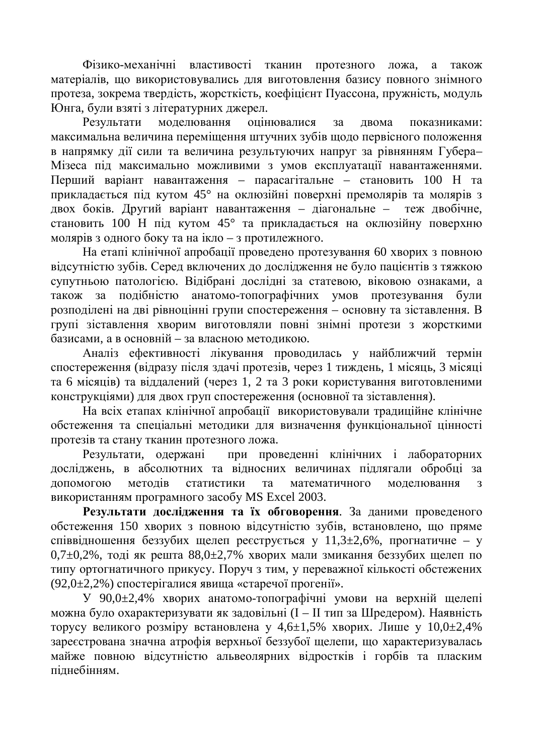Фізико-механічні властивості тканин протезного ложа, а також матеріалів, що використовувались для виготовлення базису повного знімного протеза, зокрема твердість, жорсткість, коефіцієнт Пуассона, пружність, модуль Юнга, були взяті з літературних джерел.

Результати моделювання оцінювалися за двома показниками: максимальна величина переміщення штучних зубів щодо первісного положення в напрямку дії сили та величина результуючих напруг за рівнянням Губера–Мізеса під максимально можливими з умов експлуатації навантаженнями. Перший варіант навантаження – парасагітальне – становить 100 Н та прикладається під кутом 45° на оклюзійні поверхні премолярів та молярів з двох боків. Другий варіант навантаження – діагональне – теж двобічне, становить 100 Н під кутом 45° та прикладається на оклюзійну поверхню молярів з одного боку та на ікло – з протилежного.

На етапі клінічної апробації проведено протезування 60 хворих з повною відсутністю зубів. Серед включених до дослідження не було пацієнтів з тяжкою супутньою патологією. Відібрані дослідні за статевою, віковою ознаками, а також за подібністю анатомо-топографічних умов протезування були розподілені на дві рівноцінні групи спостереження – основну та зіставлення. В групі зіставлення хворим виготовляли повні знімні протези з жорсткими базисами, а в основній – за власною методикою.

Аналіз ефективності лікування проводилась у найближчий термін спостереження (відразу після здачі протезів, через 1 тиждень, 1 місяць, 3 місяці та 6 місяців) та віддалений (через 1, 2 та 3 роки користування виготовленими конструкціями) для двох груп спостереження (основної та зіставлення).

На всіх етапах клінічної апробації використовували традиційне клінічне обстеження та спеціальні методики для визначення функціональної цінності протезів та стану тканин протезного ложа.

Результати, одержані при проведенні клінічних і лабораторних досліджень, в абсолютних та відносних величинах підлягали обробці за допомогою методів статистики та математичного моделювання з використанням програмного засобу MS Excel 2003.

**Результати дослідження та їх обговорення**. За даними проведеного обстеження 150 хворих з повною відсутністю зубів, встановлено, що пряме співвідношення беззубих щелеп реєструється у 11,3±2,6%, прогнатичне – у 0,7±0,2%, тоді як решта 88,0±2,7% хворих мали змикання беззубих щелеп по типу ортогнатичного прикусу. Поруч з тим, у переважної кількості обстежених (92,0±2,2%) спостерігалися явища «старечої прогенії».

У 90,0±2,4% хворих анатомо-топографічні умови на верхній щелепі можна було охарактеризувати як задовільні (I – II тип за Шредером). Наявність торусу великого розміру встановлена у 4,6±1,5% хворих. Лише у 10,0±2,4% зареєстрована значна атрофія верхньої беззубої щелепи, що характеризувалась майже повною відсутністю альвеолярних відростків і горбів та пласким піднебінням.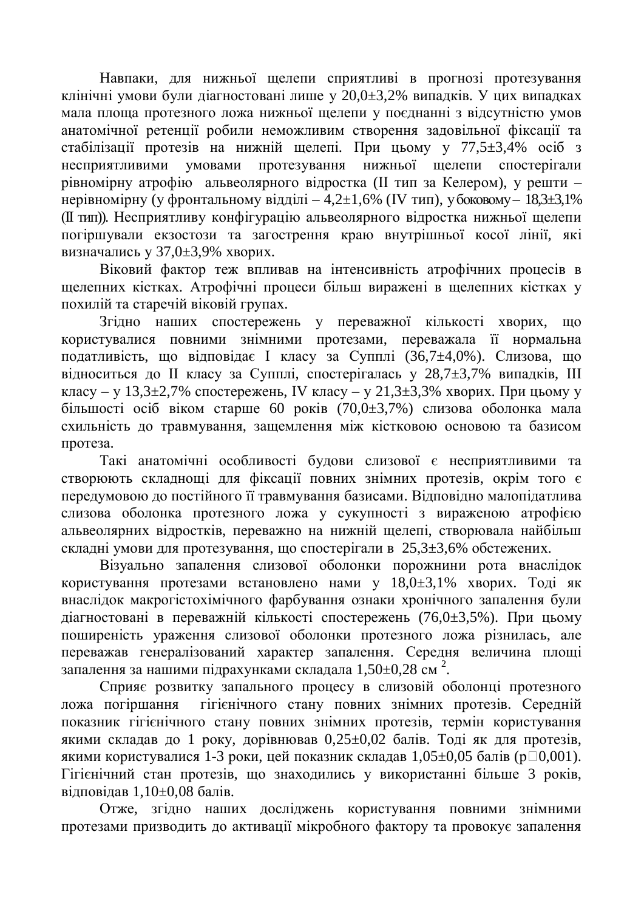Навпаки, для нижньої щелепи сприятливі в прогнозі протезування клінічні умови були діагностовані лише у 20,0±3,2% випадків. У цих випадках мала площа протезного ложа нижньої щелепи у поєднанні з відсутністю умов анатомічної ретенції робили неможливим створення задовільної фіксації та стабілізації протезів на нижній щелепі. При цьому у 77,5±3,4% осіб з несприятливими умовами протезування нижньої щелепи спостерігали рівномірну атрофію альвеолярного відростка (ІІ тип за Келером), у решти – нерівномірну (у фронтальному відділі – 4,2±1,6% (IV тип), у боковому – 18,3±3,1% (ІІ тип)). Несприятливу конфігурацію альвеолярного відростка нижньої щелепи погіршували екзостози та загострення краю внутрішньої косої лінії, які визначались у 37,0±3,9% хворих.

Віковий фактор теж впливав на інтенсивність атрофічних процесів в щелепних кістках. Атрофічні процеси більш виражені в щелепних кістках у похилій та старечій віковій групах.

Згідно наших спостережень у переважної кількості хворих, що користувалися повними знімними протезами, переважала її нормальна податливість, що відповідає І класу за Супплі (36,7±4,0%). Слизова, що відноситься до ІІ класу за Супплі, спостерігалась у 28,7±3,7% випадків, ІІІ класу – у 13,3±2,7% спостережень, IV класу – у 21,3±3,3% хворих. При цьому у більшості осіб віком старше 60 років (70,0±3,7%) слизова оболонка мала схильність до травмування, защемлення між кістковою основою та базисом протеза.

Такі анатомічні особливості будови слизової є несприятливими та створюють складнощі для фіксації повних знімних протезів, окрім того є передумовою до постійного її травмування базисами. Відповідно малопідатлива слизова оболонка протезного ложа у сукупності з вираженою атрофією альвеолярних відростків, переважно на нижній щелепі, створювала найбільш складні умови для протезування, що спостерігали в 25,3±3,6% обстежених.

Візуально запалення слизової оболонки порожнини рота внаслідок користування протезами встановлено нами у 18,0±3,1% хворих. Тоді як внаслідок макрогістохімічного фарбування ознаки хронічного запалення були діагностовані в переважній кількості спостережень (76,0±3,5%). При цьому поширеність ураження слизової оболонки протезного ложа різнилась, але переважав генералізований характер запалення. Середня величина площі запалення за нашими підрахунками складала 1,50±0,28 см $^2$.

Сприяє розвитку запального процесу в слизовій оболонці протезного ложа погіршання гігієнічного стану повних знімних протезів. Середній показник гігієнічного стану повних знімних протезів, термін користування якими складав до 1 року, дорівнював 0,25±0,02 балів. Тоді як для протезів, якими користувалися 1-3 роки, цей показник складав 1,05±0,05 балів (p□0,001). Гігієнічний стан протезів, що знаходились у використанні більше 3 років, відповідав 1,10±0,08 балів.

Отже, згідно наших досліджень користування повними знімними протезами призводить до активації мікробного фактору та провокує запалення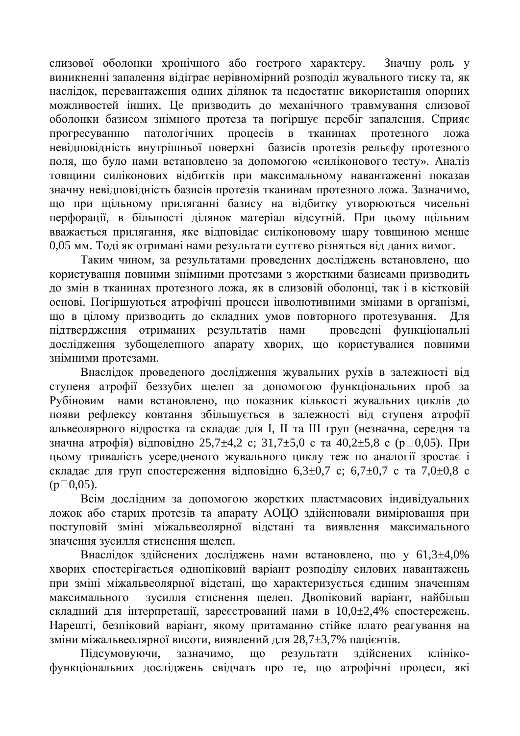слизової оболонки хронічного або гострого характеру. Значну роль у виникненні запалення відіграє нерівномірний розподіл жувального тиску та, як наслідок, перевантаження одних ділянок та недостатнє використання опорних можливостей інших. Це призводить до механічного травмування слизової оболонки базисом знімного протеза та погіршує перебіг запалення. Сприяє прогресуванню патологічних процесів в тканинах протезного ложа невідповідність внутрішньої поверхні базисів протезів рельєфу протезного поля, що було нами встановлено за допомогою «силіконового тесту». Аналіз товщини силіконових відбитків при максимальному навантаженні показав значну невідповідність базисів протезів тканинам протезного ложа. Зазначимо, що при щільному приляганні базису на відбитку утворюються чисельні перфорації, в більшості ділянок матеріал відсутній. При цьому щільним вважається прилягання, яке відповідає силіконовому шару товщиною менше 0,05 мм. Тоді як отримані нами результати суттєво різняться від даних вимог.

Таким чином, за результатами проведених досліджень встановлено, що користування повними знімними протезами з жорсткими базисами призводить до змін в тканинах протезного ложа, як в слизовій оболонці, так і в кістковій основі. Погіршуються атрофічні процеси інволютивними змінами в організмі, що в цілому призводить до складних умов повторного протезування. Для підтвердження отриманих результатів нами проведені функціональні дослідження зубощелепного апарату хворих, що користувалися повними знімними протезами.

Внаслідок проведеного дослідження жувальних рухів в залежності від ступеня атрофії беззубих щелеп за допомогою функціональних проб за Рубіновим нами встановлено, що показник кількості жувальних циклів до появи рефлексу ковтання збільшується в залежності від ступеня атрофії альвеолярного відростка та складає для I, II та III груп (незначна, середня та значна атрофія) відповідно 25,7±4,2 с; 31,7±5,0 с та 40,2±5,8 с (p□0,05). При цьому тривалість усередненого жувального циклу теж по аналогії зростає і складає для груп спостереження відповідно 6,3±0,7 с; 6,7±0,7 с та 7,0±0,8 с (p□0,05).

Всім дослідним за допомогою жорстких пластмасових індивідуальних ложок або старих протезів та апарату АОЦО здійснювали вимірювання при поступовій зміні міжальвеолярної відстані та виявлення максимального значення зусилля стиснення щелеп.

Внаслідок здійснених досліджень нами встановлено, що у 61,3±4,0% хворих спостерігається однопіковий варіант розподілу силових навантажень при зміні міжальвеолярної відстані, що характеризується єдиним значенням максимального зусилля стиснення щелеп. Двопіковий варіант, найбільш складний для інтерпретації, зареєстрований нами в 10,0±2,4% спостережень. Нарешті, безпіковий варіант, якому притаманно стійке плато реагування на зміни міжальвеолярної висоти, виявлений для 28,7±3,7% пацієнтів.

Підсумовуючи, зазначимо, що результати здійснених клініко-функціональних досліджень свідчать про те, що атрофічні процеси, які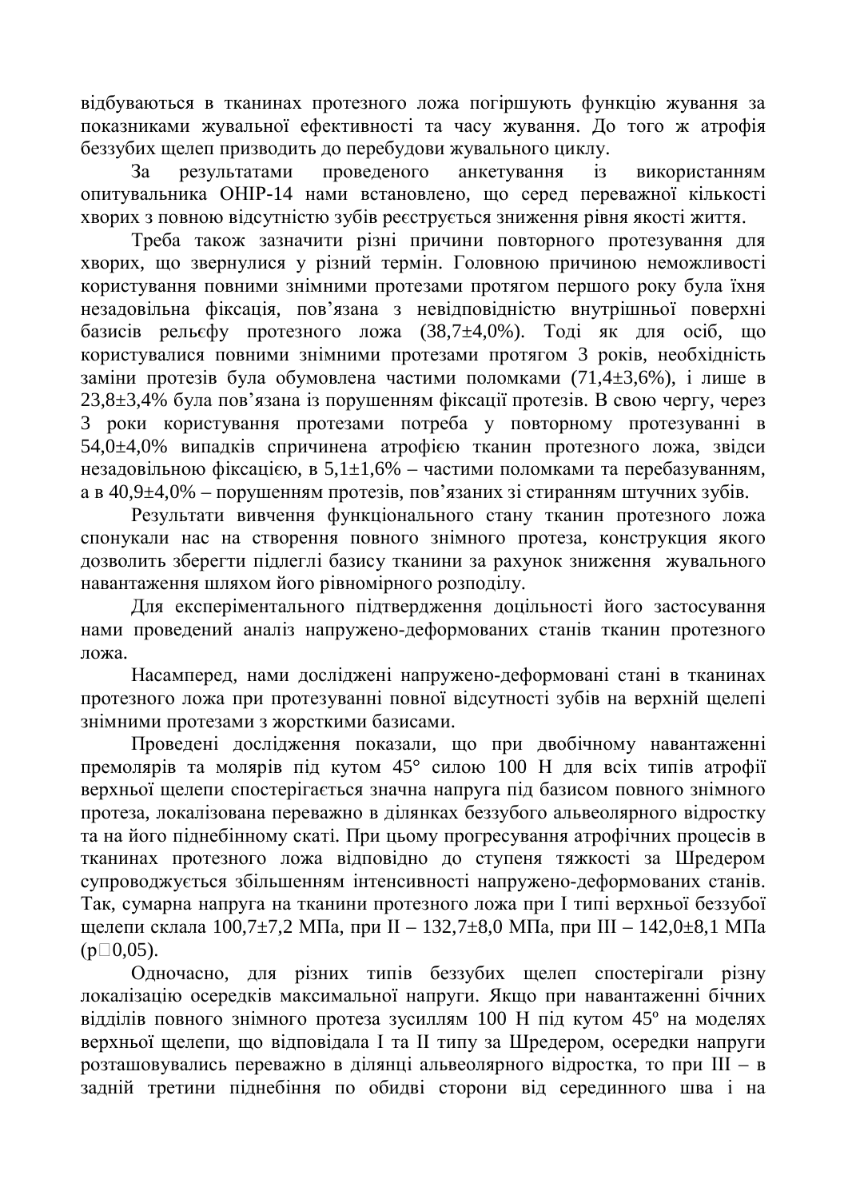відбуваються в тканинах протезного ложа погіршують функцію жування за показниками жувальної ефективності та часу жування. До того ж атрофія беззубих щелеп призводить до перебудови жувального циклу.

За результатами проведеного анкетування із використанням опитувальника OHIP-14 нами встановлено, що серед переважної кількості хворих з повною відсутністю зубів реєструється зниження рівня якості життя.

Треба також зазначити різні причини повторного протезування для хворих, що звернулися у різний термін. Головною причиною неможливості користування повними знімними протезами протягом першого року була їхня незадовільна фіксація, пов'язана з невідповідністю внутрішньої поверхні базисів рельєфу протезного ложа (38,7±4,0%). Тоді як для осіб, що користувалися повними знімними протезами протягом 3 років, необхідність заміни протезів була обумовлена частими поломками (71,4±3,6%), і лише в 23,8±3,4% була пов'язана із порушенням фіксації протезів. В свою чергу, через 3 роки користування протезами потреба у повторному протезуванні в 54,0±4,0% випадків спричинена атрофією тканин протезного ложа, звідси незадовільною фіксацією, в 5,1±1,6% – частими поломками та перебазуванням, а в 40,9±4,0% – порушенням протезів, пов'язаних зі стиранням штучних зубів.

Результати вивчення функціонального стану тканин протезного ложа спонукали нас на створення повного знімного протеза, конструкция якого дозволить зберегти підлеглі базису тканини за рахунок зниження жувального навантаження шляхом його рівномірного розподілу.

Для експеріментального підтвердження доцільності його застосування нами проведений аналіз напружено-деформованих станів тканин протезного ложа.

Насамперед, нами досліджені напружено-деформовані стані в тканинах протезного ложа при протезуванні повної відсутності зубів на верхній щелепі знімними протезами з жорсткими базисами.

Проведені дослідження показали, що при двобічному навантаженні премолярів та молярів під кутом 45° силою 100 Н для всіх типів атрофії верхньої щелепи спостерігається значна напруга під базисом повного знімного протеза, локалізована переважно в ділянках беззубого альвеолярного відростку та на його піднебінному скаті. При цьому прогресування атрофічних процесів в тканинах протезного ложа відповідно до ступеня тяжкості за Шредером супроводжується збільшенням інтенсивності напружено-деформованих станів. Так, сумарна напруга на тканини протезного ложа при І типі верхньої беззубої щелепи склала 100,7±7,2 МПа, при ІІ – 132,7±8,0 МПа, при ІІІ – 142,0±8,1 МПа ($p<0,05$).

Одночасно, для різних типів беззубих щелеп спостерігали різну локалізацію осередків максимальної напруги. Якщо при навантаженні бічних відділів повного знімного протеза зусиллям 100 Н під кутом 45° на моделях верхньої щелепи, що відповідала І та ІІ типу за Шредером, осередки напруги розташовувались переважно в ділянці альвеолярного відростка, то при ІІІ – в задній третини піднебіння по обидві сторони від серединного шва і на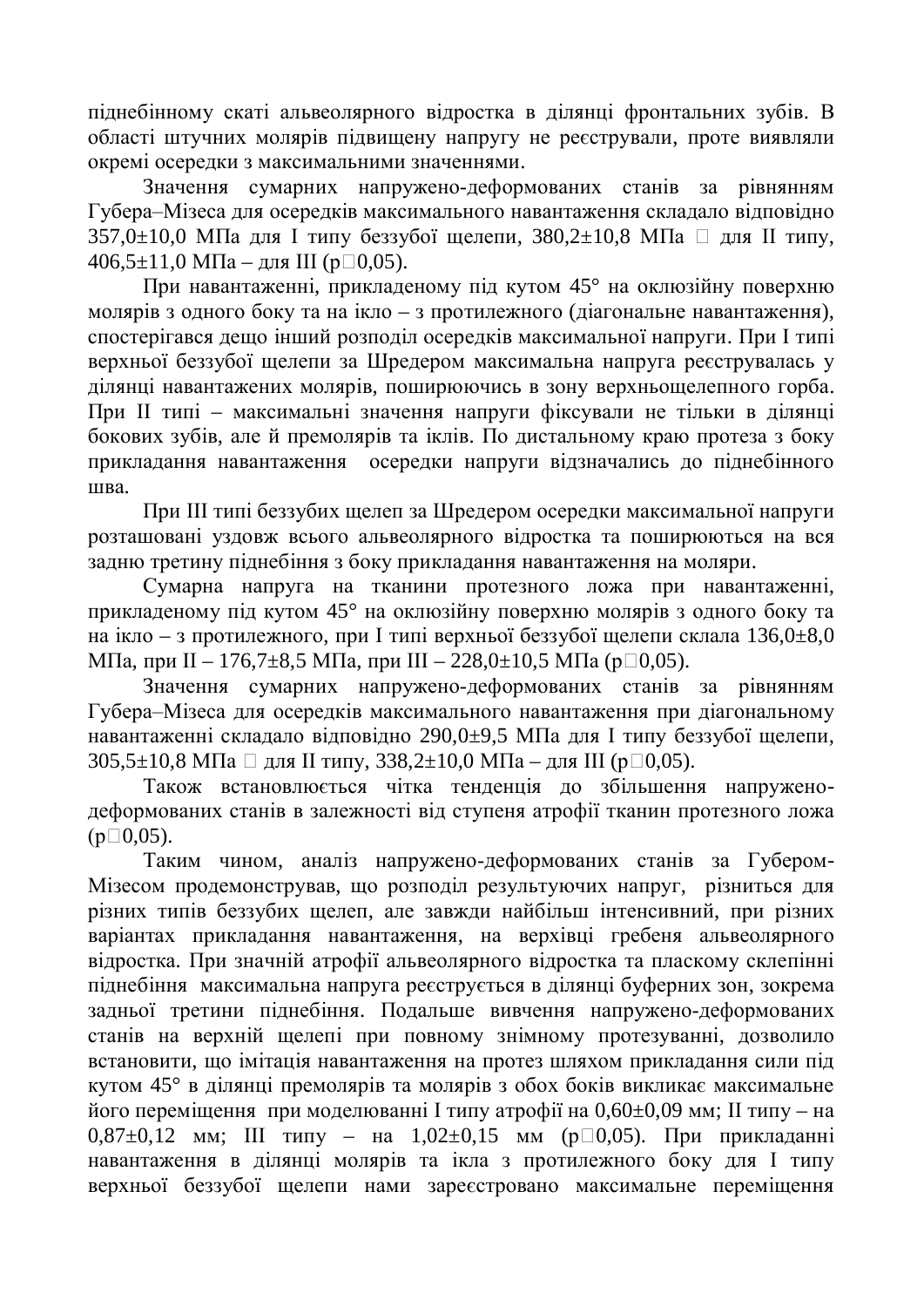піднебінному скаті альвеолярного відростка в ділянці фронтальних зубів. В області штучних молярів підвищену напругу не реєстрували, проте виявляли окремі осередки з максимальними значеннями.

Значення сумарних напружено-деформованих станів за рівнянням Губера–Мізеса для осередків максимального навантаження складало відповідно 357,0±10,0 МПа для I типу беззубої щелепи, 380,2±10,8 МПа  для II типу, 406,5±11,0 МПа – для III (p0,05).

При навантаженні, прикладеному під кутом 45° на оклюзійну поверхню молярів з одного боку та на ікло – з протилежного (діагональне навантаження), спостерігався дещо інший розподіл осередків максимальної напруги. При I типі верхньої беззубої щелепи за Шредером максимальна напруга реєструвалась у ділянці навантажених молярів, поширюючись в зону верхньощелепного горба. При II типі – максимальні значення напруги фіксували не тільки в ділянці бокових зубів, але й премолярів та іклів. По дистальному краю протеза з боку прикладання навантаження осередки напруги відзначались до піднебінного шва.

При III типі беззубих щелеп за Шредером осередки максимальної напруги розташовані уздовж всього альвеолярного відростка та поширюються на вся задню третину піднебіння з боку прикладання навантаження на моляри.

Сумарна напруга на тканини протезного ложа при навантаженні, прикладеному під кутом 45° на оклюзійну поверхню молярів з одного боку та на ікло – з протилежного, при I типі верхньої беззубої щелепи склала 136,0±8,0 МПа, при II – 176,7±8,5 МПа, при III – 228,0±10,5 МПа (p0,05).

Значення сумарних напружено-деформованих станів за рівнянням Губера–Мізеса для осередків максимального навантаження при діагональному навантаженні складало відповідно 290,0±9,5 МПа для I типу беззубої щелепи, 305,5±10,8 МПа  для II типу, 338,2±10,0 МПа – для III (p0,05).

Також встановлюється чітка тенденція до збільшення напружено-деформованих станів в залежності від ступеня атрофії тканин протезного ложа (p0,05).

Таким чином, аналіз напружено-деформованих станів за Губером-Мізесом продемонстрував, що розподіл результуючих напруг, різниться для різних типів беззубих щелеп, але завжди найбільш інтенсивний, при різних варіантах прикладання навантаження, на верхівці гребеня альвеолярного відростка. При значній атрофії альвеолярного відростка та пласкому склепінні піднебіння максимальна напруга реєструється в ділянці буферних зон, зокрема задньої третини піднебіння. Подальше вивчення напружено-деформованих станів на верхній щелепі при повному знімному протезуванні, дозволило встановити, що імітація навантаження на протез шляхом прикладання сили під кутом 45° в ділянці премолярів та молярів з обох боків викликає максимальне його переміщення при моделюванні I типу атрофії на 0,60±0,09 мм; II типу – на 0,87±0,12 мм; III типу – на 1,02±0,15 мм (p0,05). При прикладанні навантаження в ділянці молярів та ікла з протилежного боку для I типу верхньої беззубої щелепи нами зареєстровано максимальне переміщення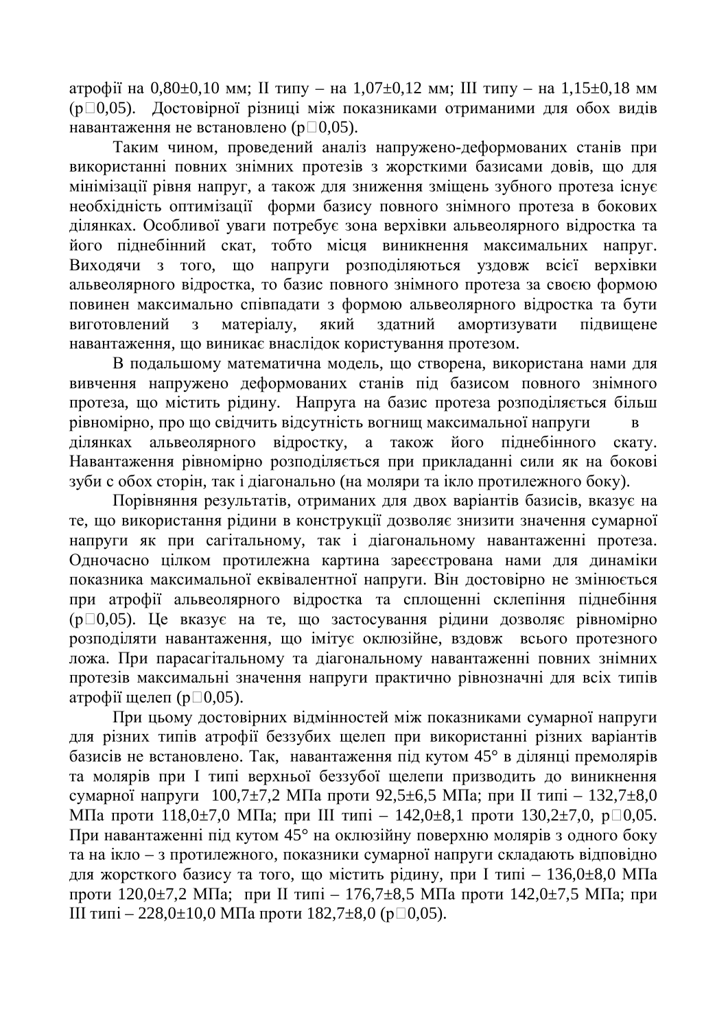атрофії на 0,80±0,10 мм; ІІ типу – на 1,07±0,12 мм; ІІІ типу – на 1,15±0,18 мм (р□0,05). Достовірної різниці між показниками отриманими для обох видів навантаження не встановлено (р□0,05).

Таким чином, проведений аналіз напружено-деформованих станів при використанні повних знімних протезів з жорсткими базисами довів, що для мінімізації рівня напруг, а також для зниження зміщень зубного протеза існує необхідність оптимізації форми базису повного знімного протеза в бокових ділянках. Особливої уваги потребує зона верхівки альвеолярного відростка та його піднебінний скат, тобто місця виникнення максимальних напруг. Виходячи з того, що напруги розподіляються уздовж всієї верхівки альвеолярного відростка, то базис повного знімного протеза за своєю формою повинен максимально співпадати з формою альвеолярного відростка та бути виготовлений з матеріалу, який здатний амортизувати підвищене навантаження, що виникає внаслідок користування протезом.

В подальшому математична модель, що створена, використана нами для вивчення напружено деформованих станів під базисом повного знімного протеза, що містить рідину. Напруга на базис протеза розподіляється більш рівномірно, про що свідчить відсутність вогнищ максимальної напруги в ділянках альвеолярного відростку, а також його піднебінного скату. Навантаження рівномірно розподіляється при прикладанні сили як на бокові зуби с обох сторін, так і діагонально (на моляри та ікло протилежного боку).

Порівняння результатів, отриманих для двох варіантів базисів, вказує на те, що використання рідини в конструкції дозволяє знизити значення сумарної напруги як при сагітальному, так і діагональному навантаженні протеза. Одночасно цілком протилежна картина зареєстрована нами для динаміки показника максимальної еквівалентної напруги. Він достовірно не змінюється при атрофії альвеолярного відростка та сплощенні склепіння піднебіння (р□0,05). Це вказує на те, що застосування рідини дозволяє рівномірно розподіляти навантаження, що імітує оклюзійне, вздовж всього протезного ложа. При парасагітальному та діагональному навантаженні повних знімних протезів максимальні значення напруги практично рівнозначні для всіх типів атрофії щелеп (р□0,05).

При цьому достовірних відмінностей між показниками сумарної напруги для різних типів атрофії беззубих щелеп при використанні різних варіантів базисів не встановлено. Так, навантаження під кутом 45° в ділянці премолярів та молярів при І типі верхньої беззубої щелепи призводить до виникнення сумарної напруги 100,7±7,2 МПа проти 92,5±6,5 МПа; при ІІ типі – 132,7±8,0 МПа проти 118,0±7,0 МПа; при ІІІ типі – 142,0±8,1 проти 130,2±7,0, р□0,05. При навантаженні під кутом 45° на оклюзійну поверхню молярів з одного боку та на ікло – з протилежного, показники сумарної напруги складають відповідно для жорсткого базису та того, що містить рідину, при І типі – 136,0±8,0 МПа проти 120,0±7,2 МПа; при ІІ типі – 176,7±8,5 МПа проти 142,0±7,5 МПа; при ІІІ типі – 228,0±10,0 МПа проти 182,7±8,0 (р□0,05).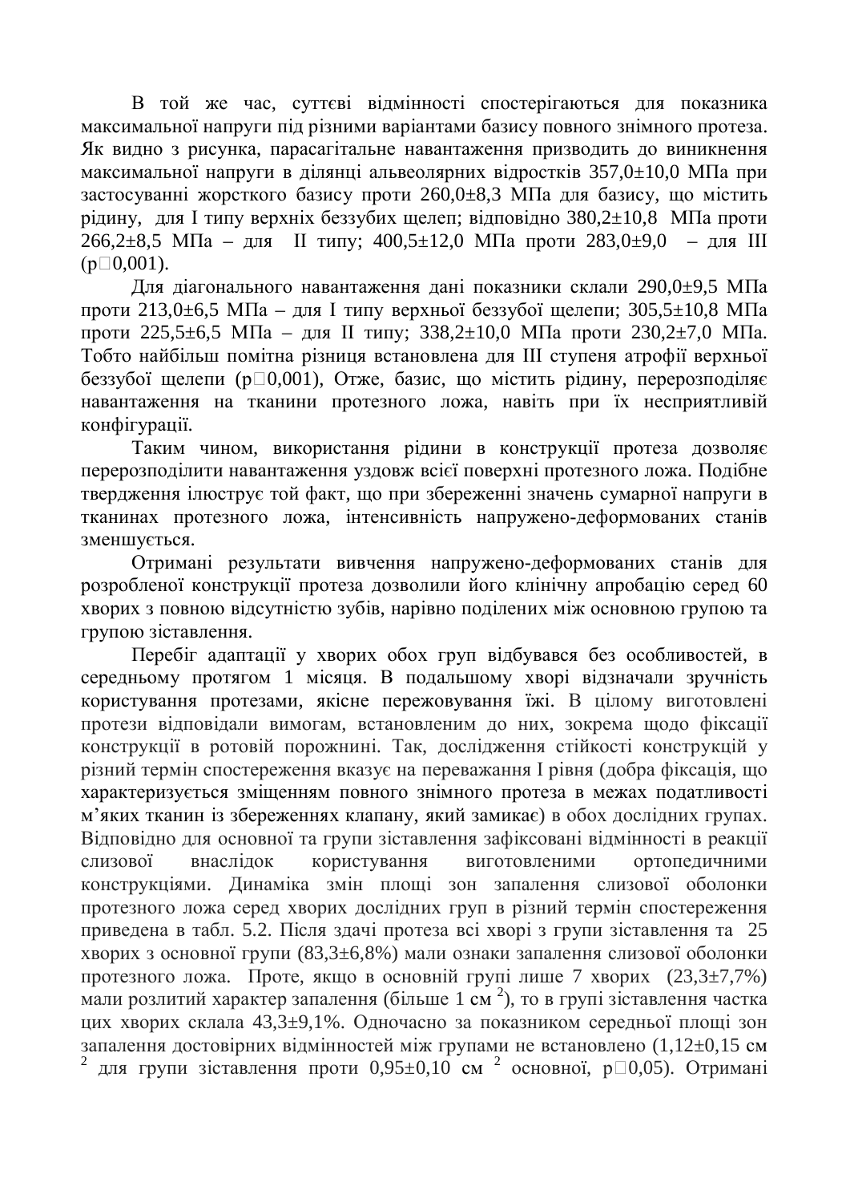В той же час, суттєві відмінності спостерігаються для показника максимальної напруги під різними варіантами базису повного знімного протеза. Як видно з рисунка, парасагітальне навантаження призводить до виникнення максимальної напруги в ділянці альвеолярних відростків 357,0±10,0 МПа при застосуванні жорсткого базису проти 260,0±8,3 МПа для базису, що містить рідину, для I типу верхніх беззубих щелеп; відповідно 380,2±10,8 МПа проти 266,2±8,5 МПа – для II типу; 400,5±12,0 МПа проти 283,0±9,0 – для III ($p < 0,001$).

Для діагонального навантаження дані показники склали 290,0±9,5 МПа проти 213,0±6,5 МПа – для I типу верхньої беззубої щелепи; 305,5±10,8 МПа проти 225,5±6,5 МПа – для II типу; 338,2±10,0 МПа проти 230,2±7,0 МПа. Тобто найбільш помітна різниця встановлена для III ступеня атрофії верхньої беззубої щелепи ($p < 0,001$), Отже, базис, що містить рідину, перерозподіляє навантаження на тканини протезного ложа, навіть при їх несприятливій конфігурації.

Таким чином, використання рідини в конструкції протеза дозволяє перерозподілити навантаження уздовж всієї поверхні протезного ложа. Подібне твердження ілюструє той факт, що при збереженні значень сумарної напруги в тканинах протезного ложа, інтенсивність напружено-деформованих станів зменшується.

Отримані результати вивчення напружено-деформованих станів для розробленої конструкції протеза дозволили його клінічну апробацію серед 60 хворих з повною відсутністю зубів, нарівно поділених між основною групою та групою зіставлення.

Перебіг адаптації у хворих обох груп відбувався без особливостей, в середньому протягом 1 місяця. В подальшому хворі відзначали зручність користування протезами, якісне пережовування їжі. В цілому виготовлені протези відповідали вимогам, встановленим до них, зокрема щодо фіксації конструкції в ротовій порожнині. Так, дослідження стійкості конструкцій у різний термін спостереження вказує на переважання I рівня (добра фіксація, що характеризується зміщенням повного знімного протеза в межах податливості м'яких тканин із збереженнях клапану, який замикає) в обох дослідних групах. Відповідно для основної та групи зіставлення зафіксовані відмінності в реакції слизової внаслідок користування виготовленими ортопедичними конструкціями. Динаміка змін площі зон запалення слизової оболонки протезного ложа серед хворих дослідних груп в різний термін спостереження приведена в табл. 5.2. Після здачі протеза всі хворі з групи зіставлення та 25 хворих з основної групи (83,3±6,8%) мали ознаки запалення слизової оболонки протезного ложа. Проте, якщо в основній групі лише 7 хворих (23,3±7,7%) мали розлитий характер запалення (більше 1 см $^2$), то в групі зіставлення частка цих хворих склала 43,3±9,1%. Одночасно за показником середньої площі зон запалення достовірних відмінностей між групами не встановлено (1,12±0,15 см $^2$ для групи зіставлення проти 0,95±0,10 см $^2$ основної, $p > 0,05$). Отримані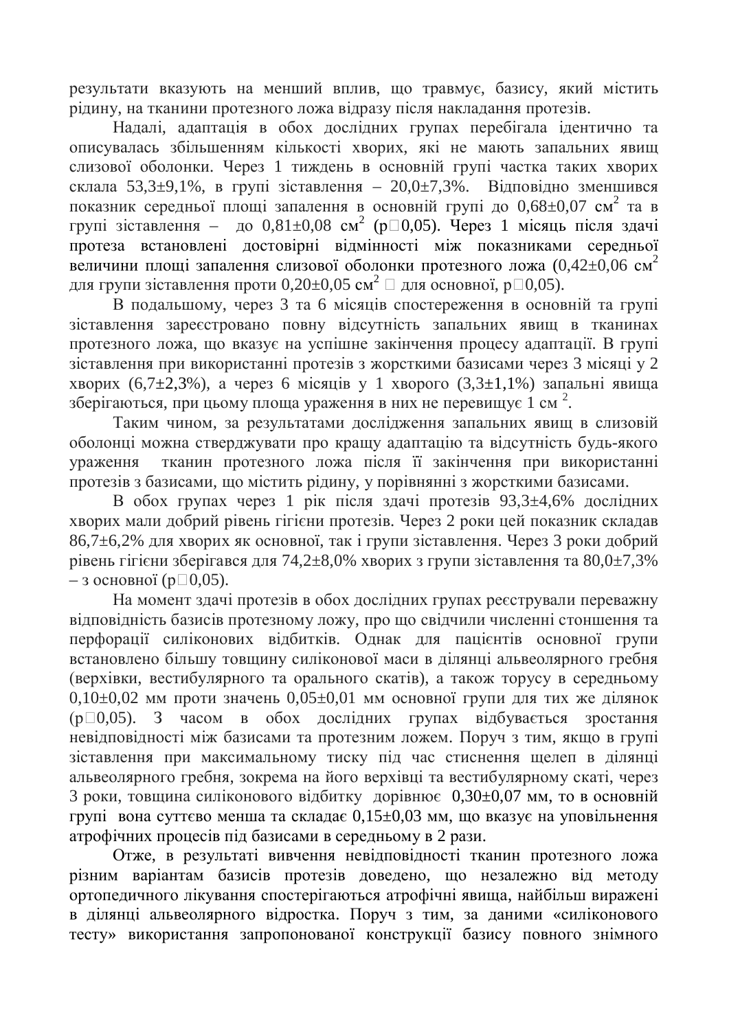результати вказують на менший вплив, що травмує, базису, який містить рідину, на тканини протезного ложа відразу після накладання протезів.

Надалі, адаптація в обох дослідних групах перебігала ідентично та описувалась збільшенням кількості хворих, які не мають запальних явищ слизової оболонки. Через 1 тиждень в основній групі частка таких хворих склала 53,3±9,1%, в групі зіставлення – 20,0±7,3%. Відповідно зменшився показник середньої площі запалення в основній групі до 0,68±0,07 см$^2$ та в групі зіставлення – до 0,81±0,08 см$^2$ (р□0,05). Через 1 місяць після здачі протеза встановлені достовірні відмінності між показниками середньої величини площі запалення слизової оболонки протезного ложа (0,42±0,06 см$^2$ для групи зіставлення проти 0,20±0,05 см$^2$ □ для основної, р□0,05).

В подальшому, через 3 та 6 місяців спостереження в основній та групі зіставлення зареєстровано повну відсутність запальних явищ в тканинах протезного ложа, що вказує на успішне закінчення процесу адаптації. В групі зіставлення при використанні протезів з жорсткими базисами через 3 місяці у 2 хворих (6,7±2,3%), а через 6 місяців у 1 хворого (3,3±1,1%) запальні явища зберігаються, при цьому площа ураження в них не перевищує 1 см $^2$.

Таким чином, за результатами дослідження запальних явищ в слизовій оболонці можна стверджувати про кращу адаптацію та відсутність будь-якого ураження тканин протезного ложа після її закінчення при використанні протезів з базисами, що містить рідину, у порівнянні з жорсткими базисами.

В обох групах через 1 рік після здачі протезів 93,3±4,6% дослідних хворих мали добрий рівень гігієни протезів. Через 2 роки цей показник складав 86,7±6,2% для хворих як основної, так і групи зіставлення. Через 3 роки добрий рівень гігієни зберігався для 74,2±8,0% хворих з групи зіставлення та 80,0±7,3% – з основної (р□0,05).

На момент здачі протезів в обох дослідних групах реєстрували переважну відповідність базисів протезному ложу, про що свідчили численні стоншення та перфорації силіконових відбитків. Однак для пацієнтів основної групи встановлено більшу товщину силіконової маси в ділянці альвеолярного гребня (верхівки, вестибулярного та орального скатів), а також торусу в середньому 0,10±0,02 мм проти значень 0,05±0,01 мм основної групи для тих же ділянок (р□0,05). З часом в обох дослідних групах відбувається зростання невідповідності між базисами та протезним ложем. Поруч з тим, якщо в групі зіставлення при максимальному тиску під час стиснення щелеп в ділянці альвеолярного гребня, зокрема на його верхівці та вестибулярному скаті, через 3 роки, товщина силіконового відбитку дорівнює 0,30±0,07 мм, то в основній групі вона суттєво менша та складає 0,15±0,03 мм, що вказує на уповільнення атрофічних процесів під базисами в середньому в 2 рази.

Отже, в результаті вивчення невідповідності тканин протезного ложа різним варіантам базисів протезів доведено, що незалежно від методу ортопедичного лікування спостерігаються атрофічні явища, найбільш виражені в ділянці альвеолярного відростка. Поруч з тим, за даними «силіконового тесту» використання запропонованої конструкції базису повного знімного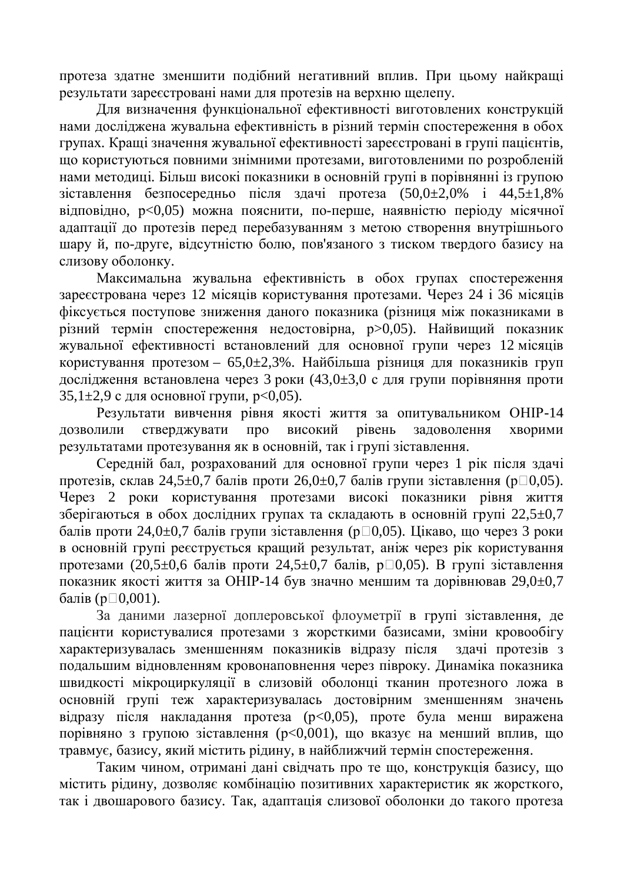протеза здатне зменшити подібний негативний вплив. При цьому найкращі результати зареєстровані нами для протезів на верхню щелепу.

Для визначення функціональної ефективності виготовлених конструкцій нами досліджена жувальна ефективність в різний термін спостереження в обох групах. Кращі значення жувальної ефективності зареєстровані в групі пацієнтів, що користуються повними знімними протезами, виготовленими по розробленій нами методиці. Більш високі показники в основній групі в порівнянні із групою зіставлення безпосередньо після здачі протеза (50,0±2,0% і 44,5±1,8% відповідно, $p<0,05$) можна пояснити, по-перше, наявністю періоду місячної адаптації до протезів перед перебазуванням з метою створення внутрішнього шару й, по-друге, відсутністю болю, пов'язаного з тиском твердого базису на слизову оболонку.

Максимальна жувальна ефективність в обох групах спостереження зареєстрована через 12 місяців користування протезами. Через 24 і 36 місяців фіксується поступове зниження даного показника (різниця між показниками в різний термін спостереження недостовірна, $p>0,05$). Найвищий показник жувальної ефективності встановлений для основної групи через 12 місяців користування протезом – 65,0±2,3%. Найбільша різниця для показників груп дослідження встановлена через 3 роки (43,0±3,0 с для групи порівняння проти 35,1±2,9 с для основної групи, $p<0,05$).

Результати вивчення рівня якості життя за опитувальником OHIP-14 дозволили стверджувати про високий рівень задоволення хворими результатами протезування як в основній, так і групі зіставлення.

Середній бал, розрахований для основної групи через 1 рік після здачі протезів, склав 24,5±0,7 балів проти 26,0±0,7 балів групи зіставлення (p□0,05). Через 2 роки користування протезами високі показники рівня життя зберігаються в обох дослідних групах та складають в основній групі 22,5±0,7 балів проти 24,0±0,7 балів групи зіставлення (p□0,05). Цікаво, що через 3 роки в основній групі реєструється кращий результат, аніж через рік користування протезами (20,5±0,6 балів проти 24,5±0,7 балів, p□0,05). В групі зіставлення показник якості життя за OHIP-14 був значно меншим та дорівнював 29,0±0,7 балів (p□0,001).

За даними лазерної доплеровської флоуметрії в групі зіставлення, де пацієнти користувалися протезами з жорсткими базисами, зміни кровообігу характеризувалась зменшенням показників відразу після здачі протезів з подальшим відновленням кровонаповнення через півроку. Динаміка показника швидкості мікроциркуляції в слизовій оболонці тканин протезного ложа в основній групі теж характеризувалась достовірним зменшенням значень відразу після накладання протеза ($p<0,05$), проте була менш виражена порівняно з групою зіставлення ($p<0,001$), що вказує на менший вплив, що травмує, базису, який містить рідину, в найближчий термін спостереження.

Таким чином, отримані дані свідчать про те що, конструкція базису, що містить рідину, дозволяє комбінацію позитивних характеристик як жорсткого, так і двошарового базису. Так, адаптація слизової оболонки до такого протеза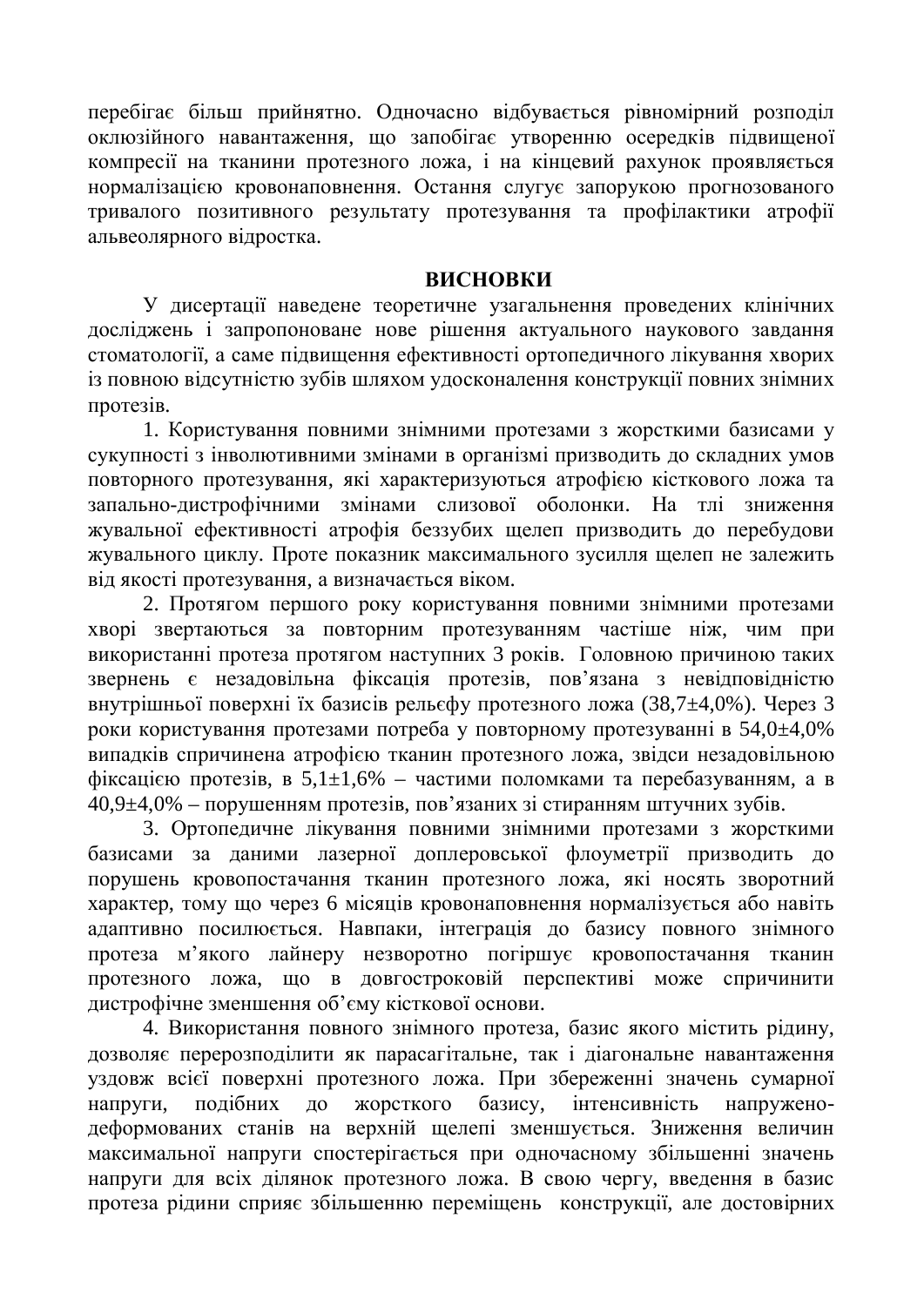перебігає більш прийнятно. Одночасно відбувається рівномірний розподіл оклюзійного навантаження, що запобігає утворенню осередків підвищеної компресії на тканини протезного ложа, і на кінцевий рахунок проявляється нормалізацією кровонаповнення. Остання слугує запорукою прогнозованого тривалого позитивного результату протезування та профілактики атрофії альвеолярного відростка.

## ВИСНОВКИ

У дисертації наведене теоретичне узагальнення проведених клінічних досліджень і запропоноване нове рішення актуального наукового завдання стоматології, а саме підвищення ефективності ортопедичного лікування хворих із повною відсутністю зубів шляхом удосконалення конструкції повних знімних протезів.

1. Користування повними знімними протезами з жорсткими базисами у сукупності з інволютивними змінами в організмі призводить до складних умов повторного протезування, які характеризуються атрофією кісткового ложа та запально-дистрофічними змінами слизової оболонки. На тлі зниження жувальної ефективності атрофія беззубих щелеп призводить до перебудови жувального циклу. Проте показник максимального зусилля щелеп не залежить від якості протезування, а визначається віком.

2. Протягом першого року користування повними знімними протезами хворі звертаються за повторним протезуванням частіше ніж, чим при використанні протеза протягом наступних 3 років. Головною причиною таких звернень є незадовільна фіксація протезів, пов'язана з невідповідністю внутрішньої поверхні їх базисів рельєфу протезного ложа (38,7±4,0%). Через 3 роки користування протезами потреба у повторному протезуванні в 54,0±4,0% випадків спричинена атрофією тканин протезного ложа, звідси незадовільною фіксацією протезів, в 5,1±1,6% – частими поломками та перебазуванням, а в 40,9±4,0% – порушенням протезів, пов'язаних зі стиранням штучних зубів.

3. Ортопедичне лікування повними знімними протезами з жорсткими базисами за даними лазерної доплеровської флоуметрії призводить до порушень кровопостачання тканин протезного ложа, які носять зворотний характер, тому що через 6 місяців кровонаповнення нормалізується або навіть адаптивно посилюється. Навпаки, інтеграція до базису повного знімного протеза м'якого лайнеру незворотно погіршує кровопостачання тканин протезного ложа, що в довгостроковій перспективі може спричинити дистрофічне зменшення об'єму кісткової основи.

4. Використання повного знімного протеза, базис якого містить рідину, дозволяє перерозподілити як парасагітальне, так і діагональне навантаження уздовж всієї поверхні протезного ложа. При збереженні значень сумарної напруги, подібних до жорсткого базису, інтенсивність напружено-деформованих станів на верхній щелепі зменшується. Зниження величин максимальної напруги спостерігається при одночасному збільшенні значень напруги для всіх ділянок протезного ложа. В свою чергу, введення в базис протеза рідини сприяє збільшенню переміщень конструкції, але достовірних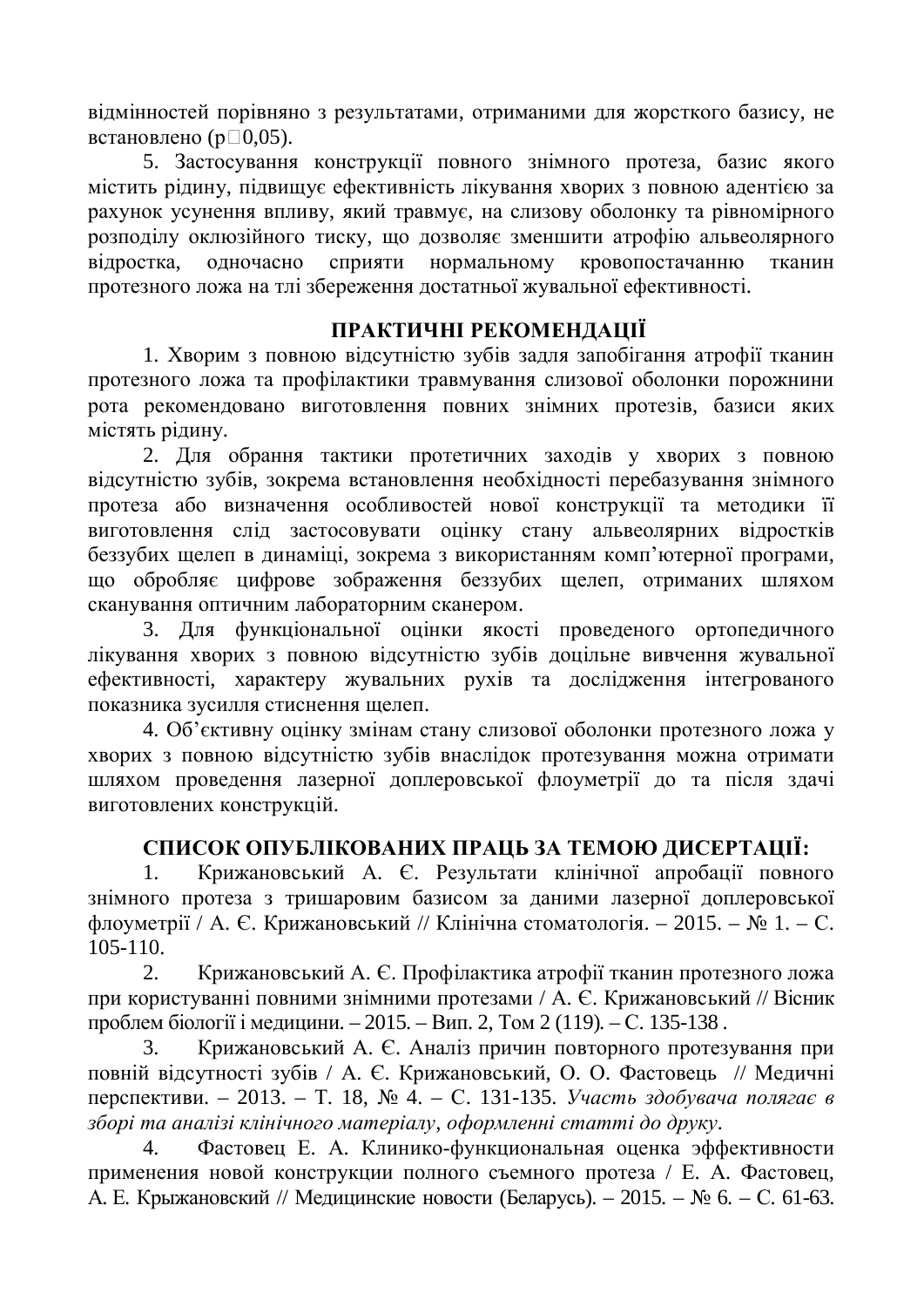відмінностей порівняно з результатами, отриманими для жорсткого базису, не встановлено ($p > 0,05$).

5. Застосування конструкції повного знімного протеза, базис якого містить рідину, підвищує ефективність лікування хворих з повною адентією за рахунок усунення впливу, який травмує, на слизову оболонку та рівномірного розподілу оклюзійного тиску, що дозволяє зменшити атрофію альвеолярного відростка, одночасно сприяти нормальному кровопостачанню тканин протезного ложа на тлі збереження достатньої жувальної ефективності.

## ПРАКТИЧНІ РЕКОМЕНДАЦІЇ

1. Хворим з повною відсутністю зубів задля запобігання атрофії тканин протезного ложа та профілактики травмування слизової оболонки порожнини рота рекомендовано виготовлення повних знімних протезів, базиси яких містять рідину.

2. Для обрання тактики протетичних заходів у хворих з повною відсутністю зубів, зокрема встановлення необхідності перебазування знімного протеза або визначення особливостей нової конструкції та методики її виготовлення слід застосовувати оцінку стану альвеолярних відростків беззубих щелеп в динаміці, зокрема з використанням комп'ютерної програми, що обробляє цифрове зображення беззубих щелеп, отриманих шляхом сканування оптичним лабораторним сканером.

3. Для функціональної оцінки якості проведеного ортопедичного лікування хворих з повною відсутністю зубів доцільне вивчення жувальної ефективності, характеру жувальних рухів та дослідження інтегрованого показника зусилля стиснення щелеп.

4. Об'єктивну оцінку змінам стану слизової оболонки протезного ложа у хворих з повною відсутністю зубів внаслідок протезування можна отримати шляхом проведення лазерної доплеровської флоуметрії до та після здачі виготовлених конструкцій.

## СПИСОК ОПУБЛІКОВАНИХ ПРАЦЬ ЗА ТЕМОЮ ДИСЕРТАЦІЇ:

1. Крижановський А. Є. Результати клінічної апробації повного знімного протеза з тришаровим базисом за даними лазерної доплеровської флоуметрії / А. Є. Крижановський // Клінічна стоматологія. – 2015. – № 1. – С. 105-110.

2. Крижановський А. Є. Профілактика атрофії тканин протезного ложа при користуванні повними знімними протезами / А. Є. Крижановський // Вісник проблем біології і медицини. – 2015. – Вип. 2, Том 2 (119). – С. 135-138 .

3. Крижановський А. Є. Аналіз причин повторного протезування при повній відсутності зубів / А. Є. Крижановський, О. О. Фастовець // Медичні перспективи. – 2013. – Т. 18, № 4. – С. 131-135. *Участь здобувача полягає в зборі та аналізі клінічного матеріалу, оформленні статті до друку*.

4. Фастовец Е. А. Клинико-функциональная оценка эффективности применения новой конструкции полного съемного протеза / Е. А. Фастовец, А. Е. Крыжановский // Медицинские новости (Беларусь). – 2015. – № 6. – С. 61-63.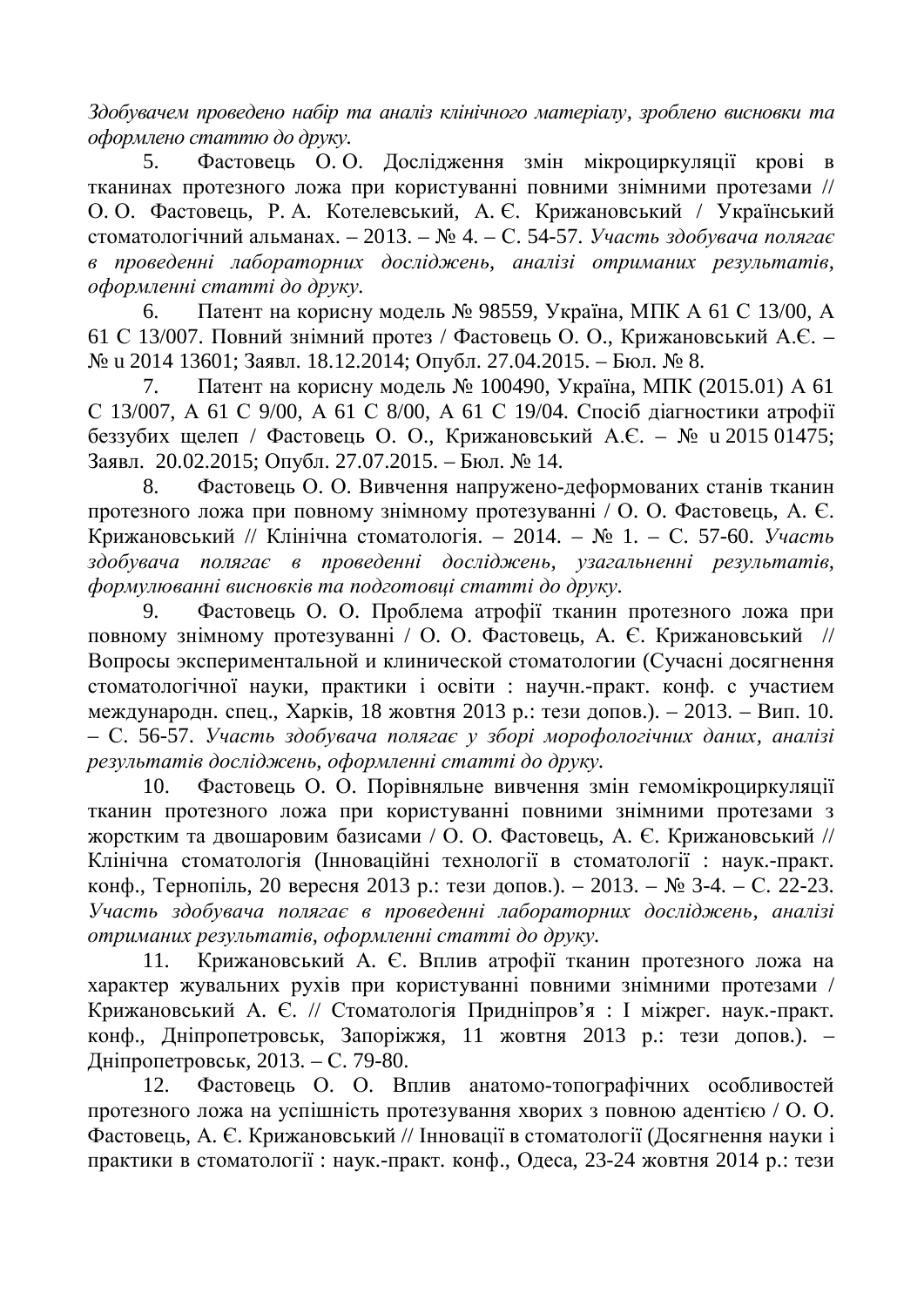*Здобувачем проведено набір та аналіз клінічного матеріалу, зроблено висновки та оформлено статтю до друку.*

5. Фастовець О. О. Дослідження змін мікроциркуляції крові в тканинах протезного ложа при користуванні повними знімними протезами // О. О. Фастовець, Р. А. Котелевський, А. Є. Крижановський / Український стоматологічний альманах. – 2013. – № 4. – С. 54-57. *Участь здобувача полягає в проведенні лабораторних досліджень, аналізі отриманих результатів, оформленні статті до друку.*

6. Патент на корисну модель № 98559, Україна, МПК А 61 С 13/00, А 61 С 13/007. Повний знімний протез / Фастовець О. О., Крижановський А.Є. – № u 2014 13601; Заявл. 18.12.2014; Опубл. 27.04.2015. – Бюл. № 8.

7. Патент на корисну модель № 100490, Україна, МПК (2015.01) А 61 С 13/007, А 61 С 9/00, А 61 С 8/00, А 61 С 19/04. Спосіб діагностики атрофії беззубих щелеп / Фастовець О. О., Крижановський А.Є. – № u 2015 01475; Заявл. 20.02.2015; Опубл. 27.07.2015. – Бюл. № 14.

8. Фастовець О. О. Вивчення напружено-деформованих станів тканин протезного ложа при повному знімному протезуванні / О. О. Фастовець, А. Є. Крижановський // Клінічна стоматологія. – 2014. – № 1. – С. 57-60. *Участь здобувача полягає в проведенні досліджень, узагальненні результатів, формулюванні висновків та подготовці статті до друку.*

9. Фастовець О. О. Проблема атрофії тканин протезного ложа при повному знімному протезуванні / О. О. Фастовець, А. Є. Крижановський // Вопросы экспериментальной и клинической стоматологии (Сучасні досягнення стоматологічної науки, практики і освіти : научн.-практ. конф. с участием международн. спец., Харків, 18 жовтня 2013 р.: тези допов.). – 2013. – Вип. 10. – С. 56-57. *Участь здобувача полягає у зборі морофологічних даних, аналізі результатів досліджень, оформленні статті до друку.*

10. Фастовець О. О. Порівняльне вивчення змін гемомікроциркуляції тканин протезного ложа при користуванні повними знімними протезами з жорстким та двошаровим базисами / О. О. Фастовець, А. Є. Крижановський // Клінічна стоматологія (Інноваційні технології в стоматології : наук.-практ. конф., Тернопіль, 20 вересня 2013 р.: тези допов.). – 2013. – № 3-4. – С. 22-23. *Участь здобувача полягає в проведенні лабораторних досліджень, аналізі отриманих результатів, оформленні статті до друку.*

11. Крижановський А. Є. Вплив атрофії тканин протезного ложа на характер жувальних рухів при користуванні повними знімними протезами / Крижановський А. Є. // Стоматологія Придніпров'я : І міжрег. наук.-практ. конф., Дніпропетровськ, Запоріжжя, 11 жовтня 2013 р.: тези допов.). – Дніпропетровськ, 2013. – С. 79-80.

12. Фастовець О. О. Вплив анатомо-топографічних особливостей протезного ложа на успішність протезування хворих з повною адентією / О. О. Фастовець, А. Є. Крижановський // Інновації в стоматології (Досягнення науки і практики в стоматології : наук.-практ. конф., Одеса, 23-24 жовтня 2014 р.: тези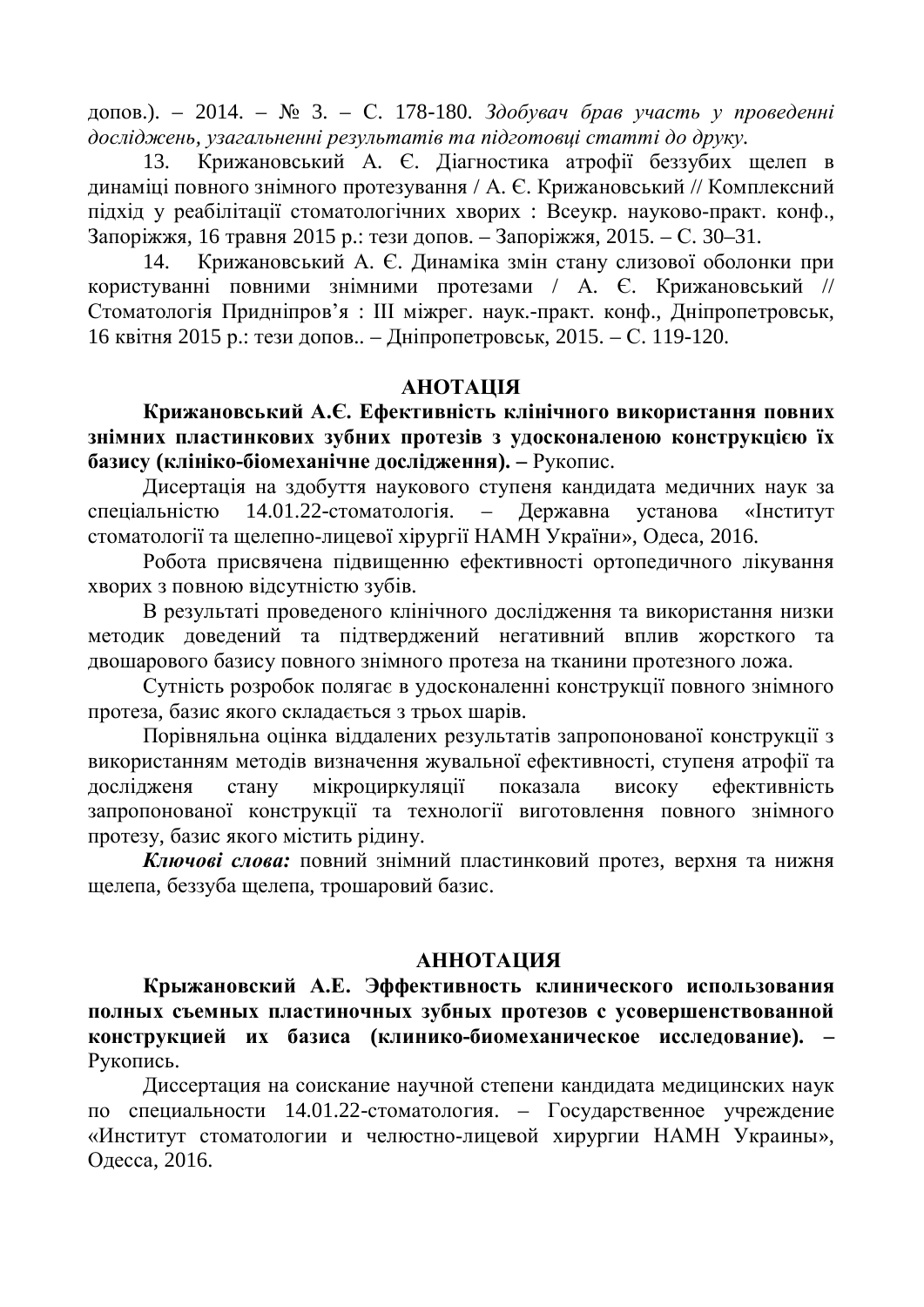допов.). – 2014. – № 3. – С. 178-180. *Здобувач брав участь у проведенні досліджень, узагальненні результатів та підготовці статті до друку.*

13. Крижановський А. Є. Діагностика атрофії беззубих щелеп в динаміці повного знімного протезування / А. Є. Крижановський // Комплексний підхід у реабілітації стоматологічних хворих : Всеукр. науково-практ. конф., Запоріжжя, 16 травня 2015 р.: тези допов. – Запоріжжя, 2015. – С. 30–31.

14. Крижановський А. Є. Динаміка змін стану слизової оболонки при користуванні повними знімними протезами / А. Є. Крижановський // Стоматологія Придніпров'я : III міжрег. наук.-практ. конф., Дніпропетровськ, 16 квітня 2015 р.: тези допов.. – Дніпропетровськ, 2015. – С. 119-120.

## АНОТАЦІЯ

**Крижановський А.Є. Ефективність клінічного використання повних знімних пластинкових зубних протезів з удосконаленою конструкцією їх базису (клініко-біомеханічне дослідження). –** Рукопис.

Дисертація на здобуття наукового ступеня кандидата медичних наук за спеціальністю 14.01.22-стоматологія. – Державна установа «Інститут стоматології та щелепно-лицевої хірургії НАМН України», Одеса, 2016.

Робота присвячена підвищенню ефективності ортопедичного лікування хворих з повною відсутністю зубів.

В результаті проведеного клінічного дослідження та використання низки методик доведений та підтверджений негативний вплив жорсткого та двошарового базису повного знімного протеза на тканини протезного ложа.

Сутність розробок полягає в удосконаленні конструкції повного знімного протеза, базис якого складається з трьох шарів.

Порівняльна оцінка віддалених результатів запропонованої конструкції з використанням методів визначення жувальної ефективності, ступеня атрофії та дослідженя стану мікроциркуляції показала високу ефективність запропонованої конструкції та технології виготовлення повного знімного протезу, базис якого містить рідину.

***Ключові слова:*** повний знімний пластинковий протез, верхня та нижня щелепа, беззуба щелепа, трошаровий базис.

## АННОТАЦИЯ

**Крыжановский А.Е. Эффективность клинического использования полных съемных пластиночных зубных протезов с усовершенствованной конструкцией их базиса (клинико-биомеханическое исследование). –** Рукопись.

Диссертация на соискание научной степени кандидата медицинских наук по специальности 14.01.22-стоматология. – Государственное учреждение «Институт стоматологии и челюстно-лицевой хирургии НАМН Украины», Одесса, 2016.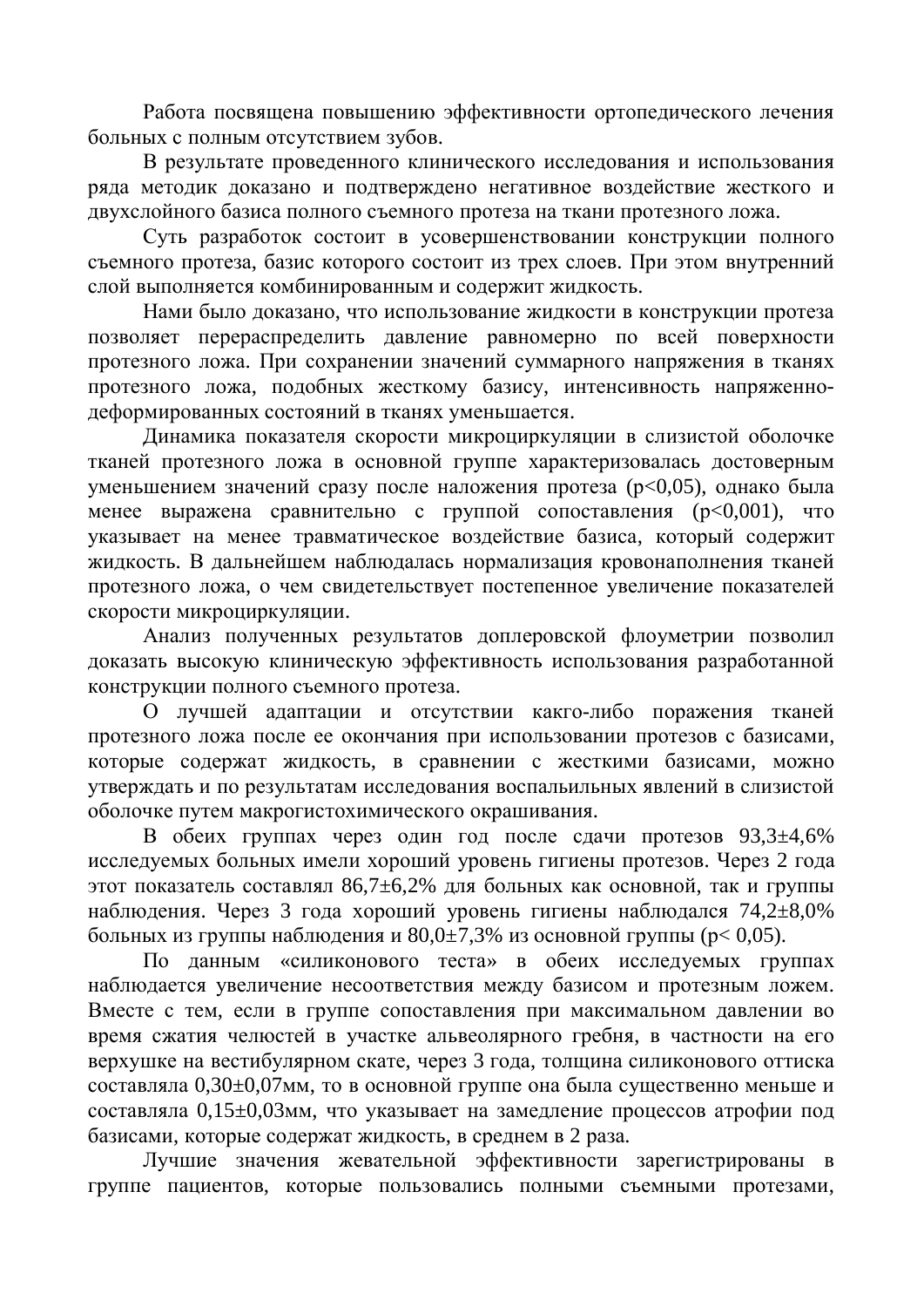Работа посвящена повышению эффективности ортопедического лечения больных с полным отсутствием зубов.

В результате проведенного клинического исследования и использования ряда методик доказано и подтверждено негативное воздействие жесткого и двухслойного базиса полного съемного протеза на ткани протезного ложа.

Суть разработок состоит в усовершенствовании конструкции полного съемного протеза, базис которого состоит из трех слоев. При этом внутренний слой выполняется комбинированным и содержит жидкость.

Нами было доказано, что использование жидкости в конструкции протеза позволяет перераспределить давление равномерно по всей поверхности протезного ложа. При сохранении значений суммарного напряжения в тканях протезного ложа, подобных жесткому базису, интенсивность напряженно-деформированных состояний в тканях уменьшается.

Динамика показателя скорости микроциркуляции в слизистой оболочке тканей протезного ложа в основной группе характеризовалась достоверным уменьшением значений сразу после наложения протеза ($p<0,05$), однако была менее выражена сравнительно с группой сопоставления ($p<0,001$), что указывает на менее травматическое воздействие базиса, который содержит жидкость. В дальнейшем наблюдалась нормализация кровонаполнения тканей протезного ложа, о чем свидетельствует постепенное увеличение показателей скорости микроциркуляции.

Анализ полученных результатов доплеровской флоуметрии позволил доказать высокую клиническую эффективность использования разработанной конструкции полного съемного протеза.

О лучшей адаптации и отсутствии какго-либо поражения тканей протезного ложа после ее окончания при использовании протезов с базисами, которые содержат жидкость, в сравнении с жесткими базисами, можно утверждать и по результатам исследования воспальильных явлений в слизистой оболочке путем макрогистохимического окрашивания.

В обеих группах через один год после сдачи протезов 93,3±4,6% исследуемых больных имели хороший уровень гигиены протезов. Через 2 года этот показатель составлял 86,7±6,2% для больных как основной, так и группы наблюдения. Через 3 года хороший уровень гигиены наблюдался 74,2±8,0% больных из группы наблюдения и 80,0±7,3% из основной группы ($p< 0,05$).

По данным «силиконового теста» в обеих исследуемых группах наблюдается увеличение несоответствия между базисом и протезным ложем. Вместе с тем, если в группе сопоставления при максимальном давлении во время сжатия челюстей в участке альвеолярного гребня, в частности на его верхушке на вестибулярном скате, через 3 года, толщина силиконового оттиска составляла 0,30±0,07мм, то в основной группе она была существенно меньше и составляла 0,15±0,03мм, что указывает на замедление процессов атрофии под базисами, которые содержат жидкость, в среднем в 2 раза.

Лучшие значения жевательной эффективности зарегистрированы в группе пациентов, которые пользовались полными съемными протезами,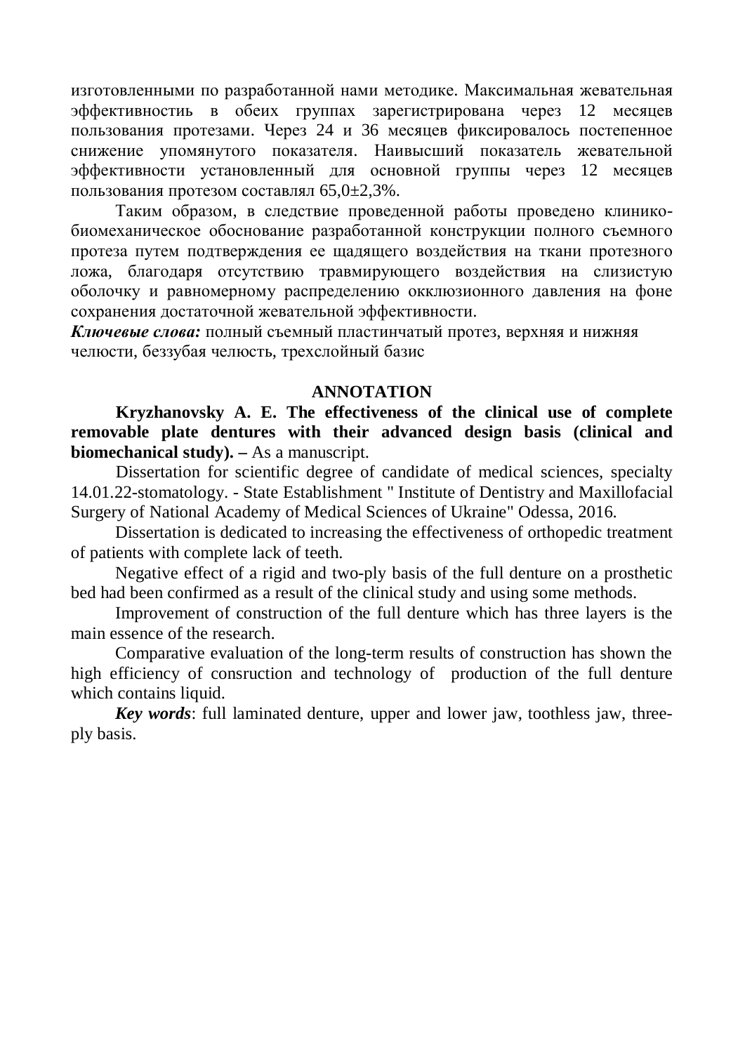изготовленными по разработанной нами методике. Максимальная жевательная эффективностиь в обеих группах зарегистрирована через 12 месяцев пользования протезами. Через 24 и 36 месяцев фиксировалось постепенное снижение упомянутого показателя. Наивысший показатель жевательной эффективности установленный для основной группы через 12 месяцев пользования протезом составлял 65,0±2,3%.

Таким образом, в следствие проведенной работы проведено клинико-биомеханическое обоснование разработанной конструкции полного съемного протеза путем подтверждения ее щадящего воздействия на ткани протезного ложа, благодаря отсутствию травмирующего воздействия на слизистую оболочку и равномерному распределению окклюзионного давления на фоне сохранения достаточной жевательной эффективности.

***Ключевые слова:*** полный съемный пластинчатый протез, верхняя и нижняя челюсти, беззубая челюсть, трехслойный базис

## ANNOTATION

**Kryzhanovsky A. E. The effectiveness of the clinical use of complete removable plate dentures with their advanced design basis (clinical and biomechanical study). –** As a manuscript.

Dissertation for scientific degree of candidate of medical sciences, specialty 14.01.22-stomatology. - State Establishment " Institute of Dentistry and Maxillofacial Surgery of National Academy of Medical Sciences of Ukraine" Odessa, 2016.

Dissertation is dedicated to increasing the effectiveness of orthopedic treatment of patients with complete lack of teeth.

Negative effect of a rigid and two-ply basis of the full denture on a prosthetic bed had been confirmed as a result of the clinical study and using some methods.

Improvement of construction of the full denture which has three layers is the main essence of the research.

Comparative evaluation of the long-term results of construction has shown the high efficiency of consruction and technology of production of the full denture which contains liquid.

***Key words***: full laminated denture, upper and lower jaw, toothless jaw, three-ply basis.